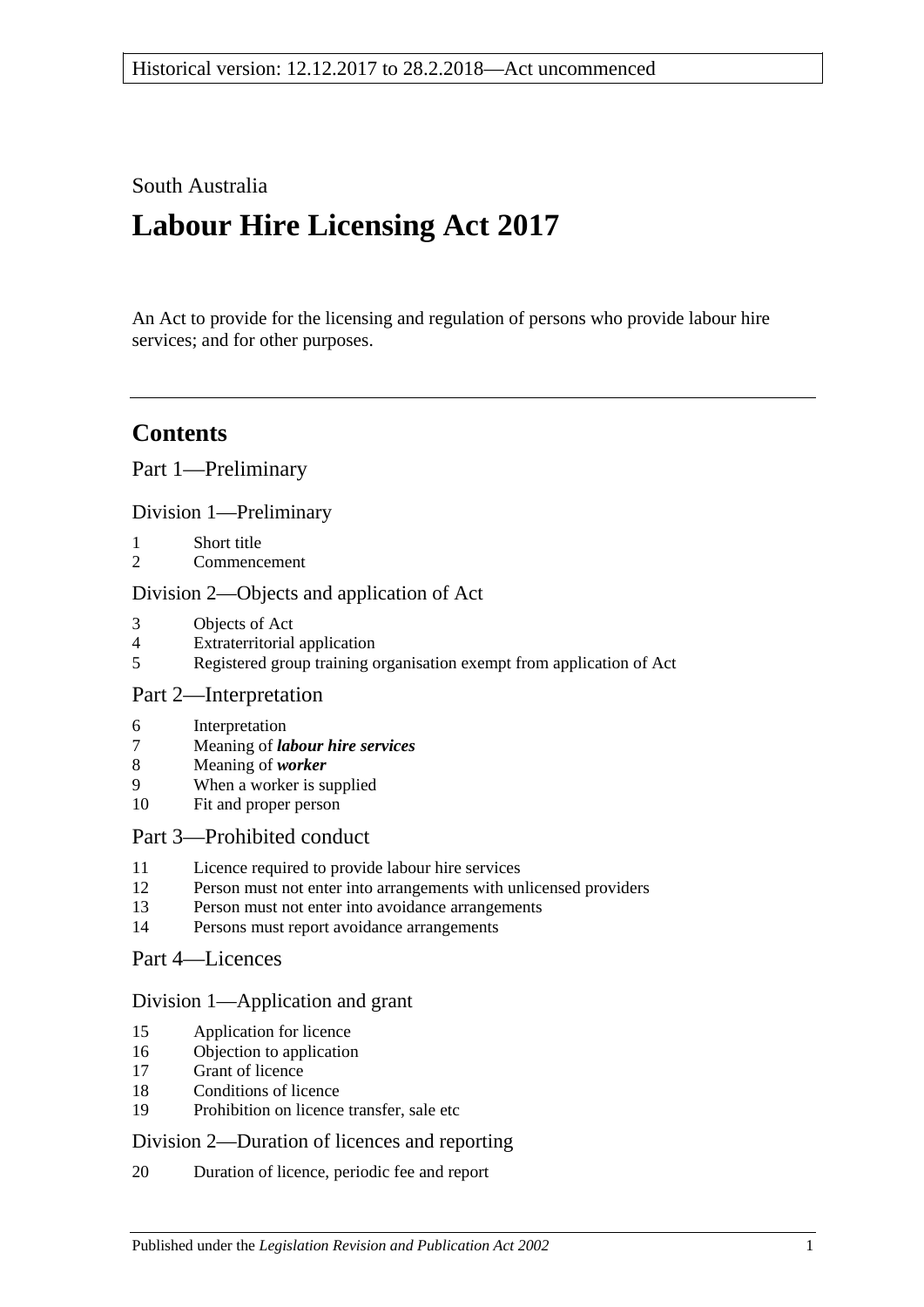South Australia

# Labour Hire Licensing Act 2017

An Act to provide for the licensing and regulation of persons who provide labour hire services; and for other purposes.

## Contents

Part 1—Preliminary

Division 1—Preliminary

1 Short title
2 Commencement

Division 2—Objects and application of Act

3 Objects of Act
4 Extraterritorial application
5 Registered group training organisation exempt from application of Act

Part 2—Interpretation

6 Interpretation
7 Meaning of ***labour hire services***
8 Meaning of ***worker***
9 When a worker is supplied
10 Fit and proper person

Part 3—Prohibited conduct

11 Licence required to provide labour hire services
12 Person must not enter into arrangements with unlicensed providers
13 Person must not enter into avoidance arrangements
14 Persons must report avoidance arrangements

Part 4—Licences

Division 1—Application and grant

15 Application for licence
16 Objection to application
17 Grant of licence
18 Conditions of licence
19 Prohibition on licence transfer, sale etc

Division 2—Duration of licences and reporting

20 Duration of licence, periodic fee and report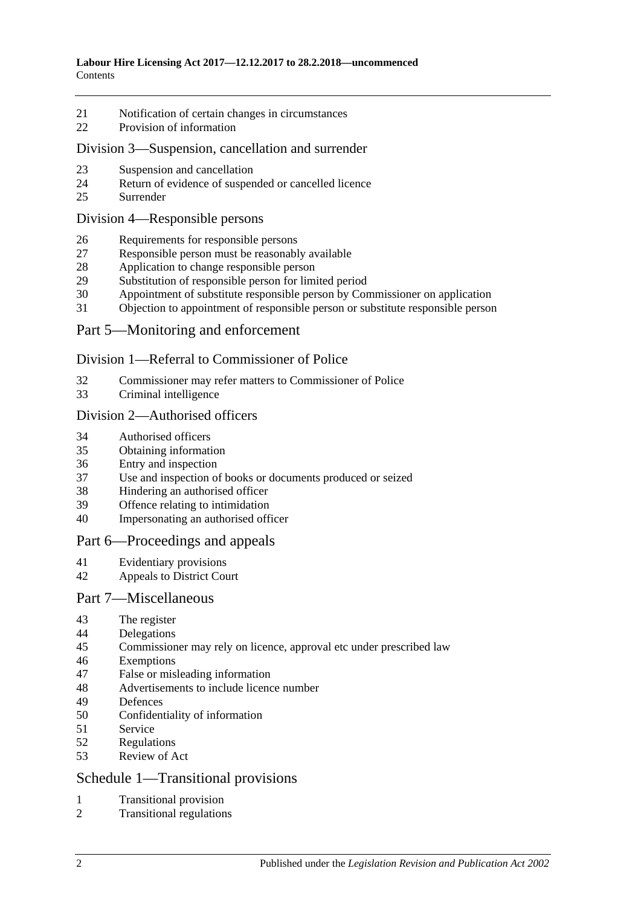21 Notification of certain changes in circumstances
22 Provision of information

## Division 3—Suspension, cancellation and surrender

23 Suspension and cancellation
24 Return of evidence of suspended or cancelled licence
25 Surrender

## Division 4—Responsible persons

26 Requirements for responsible persons
27 Responsible person must be reasonably available
28 Application to change responsible person
29 Substitution of responsible person for limited period
30 Appointment of substitute responsible person by Commissioner on application
31 Objection to appointment of responsible person or substitute responsible person

# Part 5—Monitoring and enforcement

## Division 1—Referral to Commissioner of Police

32 Commissioner may refer matters to Commissioner of Police
33 Criminal intelligence

## Division 2—Authorised officers

34 Authorised officers
35 Obtaining information
36 Entry and inspection
37 Use and inspection of books or documents produced or seized
38 Hindering an authorised officer
39 Offence relating to intimidation
40 Impersonating an authorised officer

# Part 6—Proceedings and appeals

41 Evidentiary provisions
42 Appeals to District Court

# Part 7—Miscellaneous

43 The register
44 Delegations
45 Commissioner may rely on licence, approval etc under prescribed law
46 Exemptions
47 False or misleading information
48 Advertisements to include licence number
49 Defences
50 Confidentiality of information
51 Service
52 Regulations
53 Review of Act

# Schedule 1—Transitional provisions

1 Transitional provision
2 Transitional regulations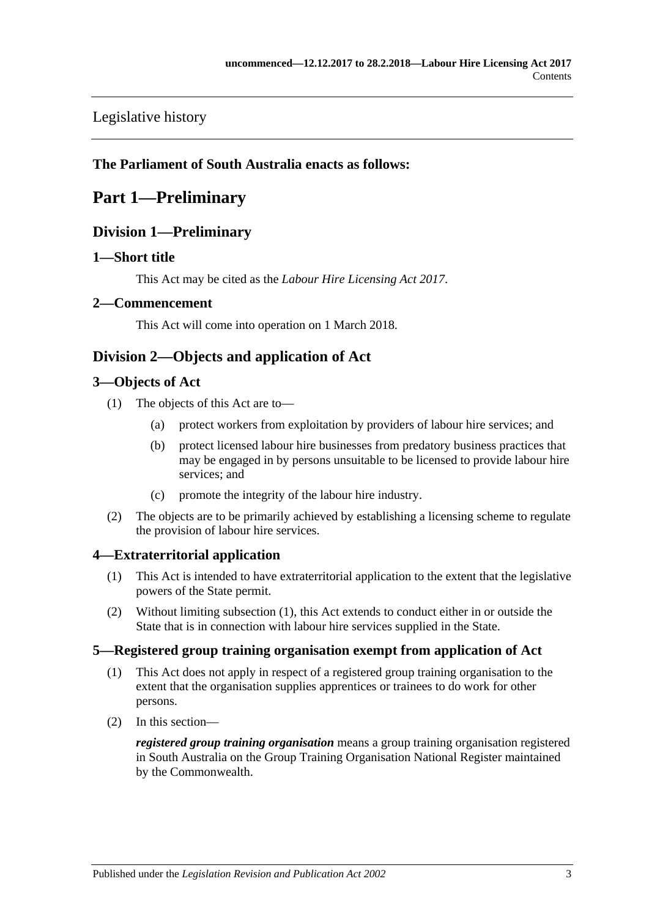Legislative history

**The Parliament of South Australia enacts as follows:**

# Part 1—Preliminary

## Division 1—Preliminary

### 1—Short title

This Act may be cited as the *Labour Hire Licensing Act 2017*.

### 2—Commencement

This Act will come into operation on 1 March 2018.

## Division 2—Objects and application of Act

### 3—Objects of Act

(1) The objects of this Act are to—

(a) protect workers from exploitation by providers of labour hire services; and

(b) protect licensed labour hire businesses from predatory business practices that may be engaged in by persons unsuitable to be licensed to provide labour hire services; and

(c) promote the integrity of the labour hire industry.

(2) The objects are to be primarily achieved by establishing a licensing scheme to regulate the provision of labour hire services.

### 4—Extraterritorial application

(1) This Act is intended to have extraterritorial application to the extent that the legislative powers of the State permit.

(2) Without limiting subsection (1), this Act extends to conduct either in or outside the State that is in connection with labour hire services supplied in the State.

### 5—Registered group training organisation exempt from application of Act

(1) This Act does not apply in respect of a registered group training organisation to the extent that the organisation supplies apprentices or trainees to do work for other persons.

(2) In this section—

***registered group training organisation*** means a group training organisation registered in South Australia on the Group Training Organisation National Register maintained by the Commonwealth.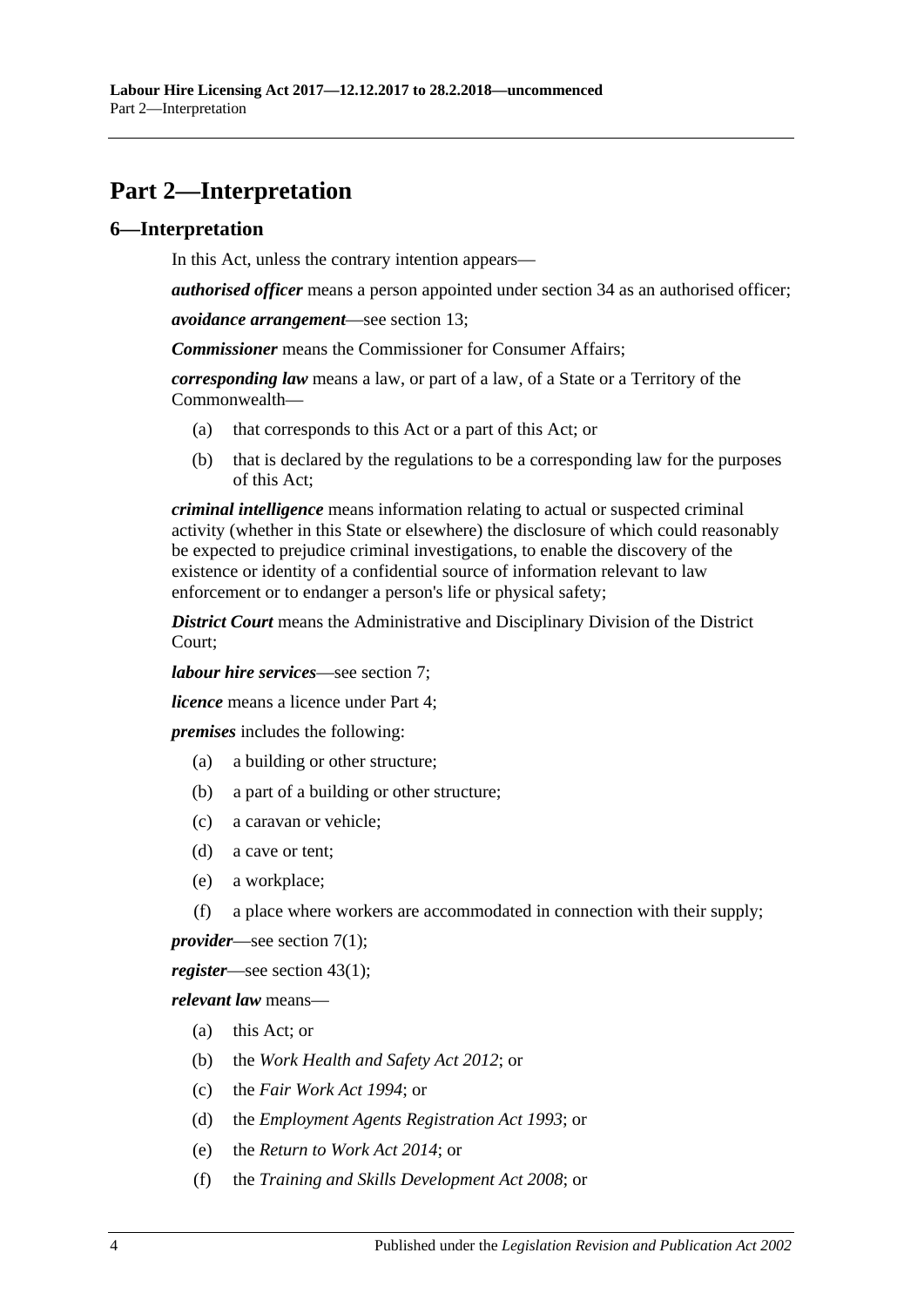# Part 2—Interpretation

## 6—Interpretation

In this Act, unless the contrary intention appears—

***authorised officer*** means a person appointed under section 34 as an authorised officer;

***avoidance arrangement***—see section 13;

***Commissioner*** means the Commissioner for Consumer Affairs;

***corresponding law*** means a law, or part of a law, of a State or a Territory of the Commonwealth—

- (a) that corresponds to this Act or a part of this Act; or
- (b) that is declared by the regulations to be a corresponding law for the purposes of this Act;

***criminal intelligence*** means information relating to actual or suspected criminal activity (whether in this State or elsewhere) the disclosure of which could reasonably be expected to prejudice criminal investigations, to enable the discovery of the existence or identity of a confidential source of information relevant to law enforcement or to endanger a person's life or physical safety;

***District Court*** means the Administrative and Disciplinary Division of the District Court;

***labour hire services***—see section 7;

***licence*** means a licence under Part 4;

***premises*** includes the following:

- (a) a building or other structure;
- (b) a part of a building or other structure;
- (c) a caravan or vehicle;
- (d) a cave or tent;
- (e) a workplace;
- (f) a place where workers are accommodated in connection with their supply;

***provider***—see section 7(1);

***register***—see section 43(1);

***relevant law*** means—

- (a) this Act; or
- (b) the *Work Health and Safety Act 2012*; or
- (c) the *Fair Work Act 1994*; or
- (d) the *Employment Agents Registration Act 1993*; or
- (e) the *Return to Work Act 2014*; or
- (f) the *Training and Skills Development Act 2008*; or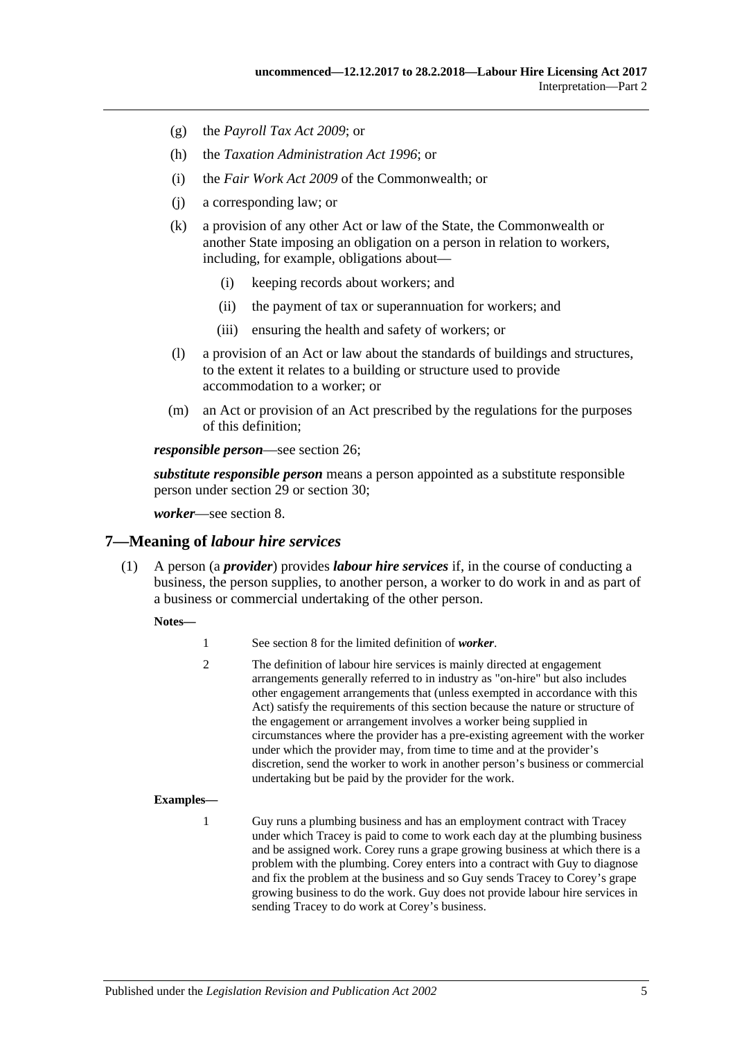- (g) the *Payroll Tax Act 2009*; or
- (h) the *Taxation Administration Act 1996*; or
- (i) the *Fair Work Act 2009* of the Commonwealth; or
- (j) a corresponding law; or
- (k) a provision of any other Act or law of the State, the Commonwealth or another State imposing an obligation on a person in relation to workers, including, for example, obligations about—
  - (i) keeping records about workers; and
  - (ii) the payment of tax or superannuation for workers; and
  - (iii) ensuring the health and safety of workers; or
- (l) a provision of an Act or law about the standards of buildings and structures, to the extent it relates to a building or structure used to provide accommodation to a worker; or
- (m) an Act or provision of an Act prescribed by the regulations for the purposes of this definition;

***responsible person***—see section 26;

***substitute responsible person*** means a person appointed as a substitute responsible person under section 29 or section 30;

***worker***—see section 8.

## 7—Meaning of *labour hire services*

(1) A person (a ***provider***) provides ***labour hire services*** if, in the course of conducting a business, the person supplies, to another person, a worker to do work in and as part of a business or commercial undertaking of the other person.

**Notes—**

1. See section 8 for the limited definition of ***worker***.
2. The definition of labour hire services is mainly directed at engagement arrangements generally referred to in industry as "on-hire" but also includes other engagement arrangements that (unless exempted in accordance with this Act) satisfy the requirements of this section because the nature or structure of the engagement or arrangement involves a worker being supplied in circumstances where the provider has a pre-existing agreement with the worker under which the provider may, from time to time and at the provider's discretion, send the worker to work in another person's business or commercial undertaking but be paid by the provider for the work.

**Examples—**

1. Guy runs a plumbing business and has an employment contract with Tracey under which Tracey is paid to come to work each day at the plumbing business and be assigned work. Corey runs a grape growing business at which there is a problem with the plumbing. Corey enters into a contract with Guy to diagnose and fix the problem at the business and so Guy sends Tracey to Corey's grape growing business to do the work. Guy does not provide labour hire services in sending Tracey to do work at Corey's business.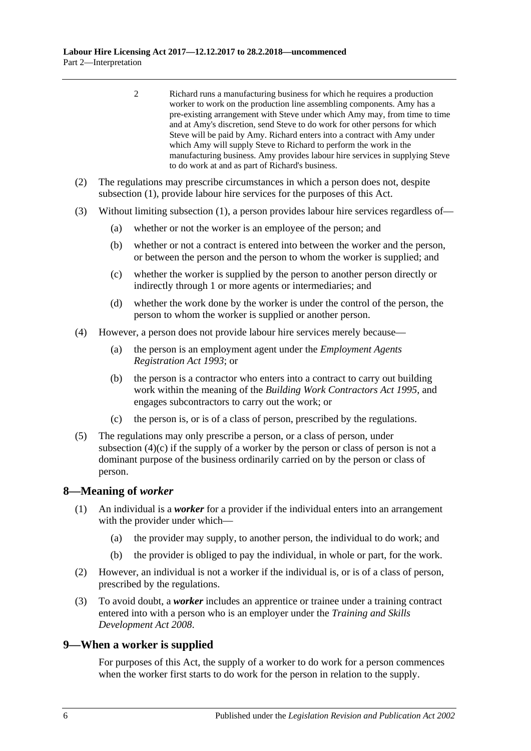2 Richard runs a manufacturing business for which he requires a production worker to work on the production line assembling components. Amy has a pre-existing arrangement with Steve under which Amy may, from time to time and at Amy's discretion, send Steve to do work for other persons for which Steve will be paid by Amy. Richard enters into a contract with Amy under which Amy will supply Steve to Richard to perform the work in the manufacturing business. Amy provides labour hire services in supplying Steve to do work at and as part of Richard's business.

(2) The regulations may prescribe circumstances in which a person does not, despite subsection (1), provide labour hire services for the purposes of this Act.

(3) Without limiting subsection (1), a person provides labour hire services regardless of—

- (a) whether or not the worker is an employee of the person; and
- (b) whether or not a contract is entered into between the worker and the person, or between the person and the person to whom the worker is supplied; and
- (c) whether the worker is supplied by the person to another person directly or indirectly through 1 or more agents or intermediaries; and
- (d) whether the work done by the worker is under the control of the person, the person to whom the worker is supplied or another person.

(4) However, a person does not provide labour hire services merely because—

- (a) the person is an employment agent under the *Employment Agents Registration Act 1993*; or
- (b) the person is a contractor who enters into a contract to carry out building work within the meaning of the *Building Work Contractors Act 1995*, and engages subcontractors to carry out the work; or
- (c) the person is, or is of a class of person, prescribed by the regulations.

(5) The regulations may only prescribe a person, or a class of person, under subsection (4)(c) if the supply of a worker by the person or class of person is not a dominant purpose of the business ordinarily carried on by the person or class of person.

## 8—Meaning of *worker*

(1) An individual is a ***worker*** for a provider if the individual enters into an arrangement with the provider under which—

- (a) the provider may supply, to another person, the individual to do work; and
- (b) the provider is obliged to pay the individual, in whole or part, for the work.

(2) However, an individual is not a worker if the individual is, or is of a class of person, prescribed by the regulations.

(3) To avoid doubt, a ***worker*** includes an apprentice or trainee under a training contract entered into with a person who is an employer under the *Training and Skills Development Act 2008*.

## 9—When a worker is supplied

For purposes of this Act, the supply of a worker to do work for a person commences when the worker first starts to do work for the person in relation to the supply.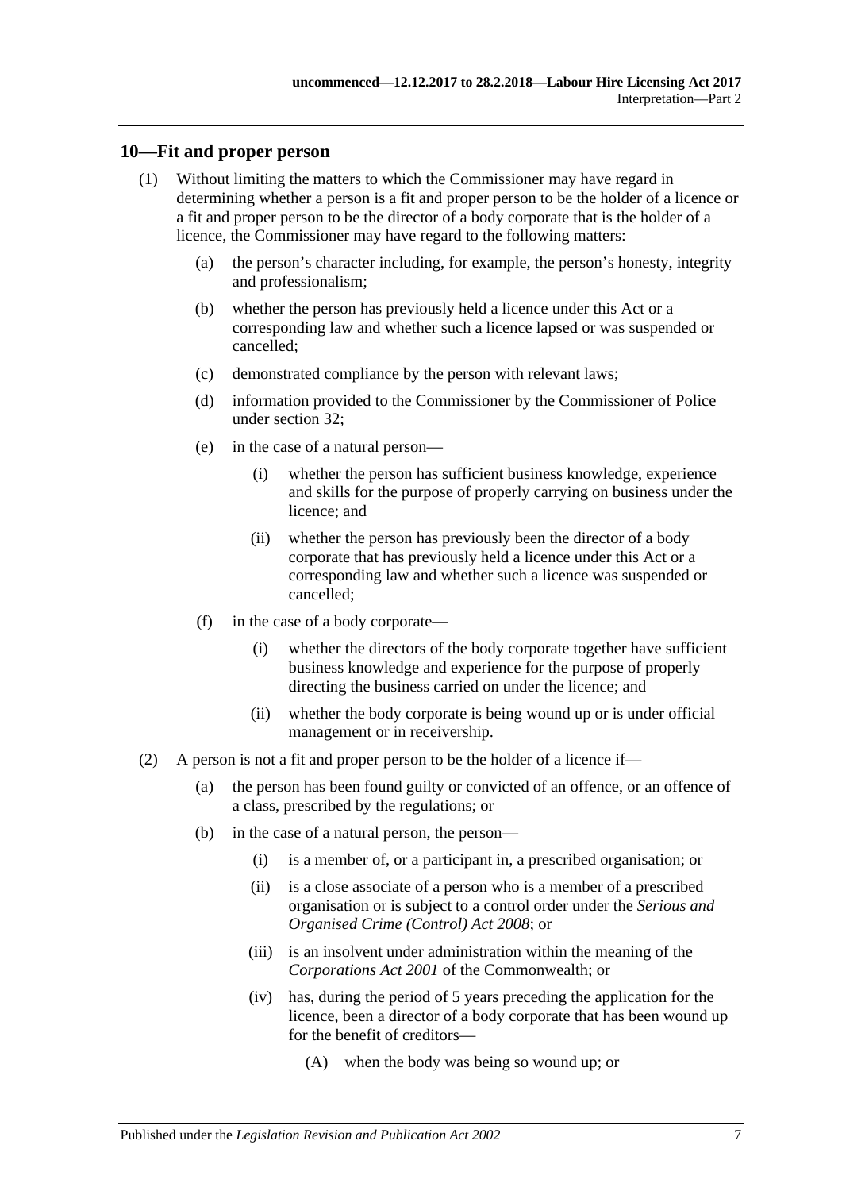## 10—Fit and proper person

(1) Without limiting the matters to which the Commissioner may have regard in determining whether a person is a fit and proper person to be the holder of a licence or a fit and proper person to be the director of a body corporate that is the holder of a licence, the Commissioner may have regard to the following matters:

   (a) the person's character including, for example, the person's honesty, integrity and professionalism;

   (b) whether the person has previously held a licence under this Act or a corresponding law and whether such a licence lapsed or was suspended or cancelled;

   (c) demonstrated compliance by the person with relevant laws;

   (d) information provided to the Commissioner by the Commissioner of Police under section 32;

   (e) in the case of a natural person—

      (i) whether the person has sufficient business knowledge, experience and skills for the purpose of properly carrying on business under the licence; and

      (ii) whether the person has previously been the director of a body corporate that has previously held a licence under this Act or a corresponding law and whether such a licence was suspended or cancelled;

   (f) in the case of a body corporate—

      (i) whether the directors of the body corporate together have sufficient business knowledge and experience for the purpose of properly directing the business carried on under the licence; and

      (ii) whether the body corporate is being wound up or is under official management or in receivership.

(2) A person is not a fit and proper person to be the holder of a licence if—

   (a) the person has been found guilty or convicted of an offence, or an offence of a class, prescribed by the regulations; or

   (b) in the case of a natural person, the person—

      (i) is a member of, or a participant in, a prescribed organisation; or

      (ii) is a close associate of a person who is a member of a prescribed organisation or is subject to a control order under the *Serious and Organised Crime (Control) Act 2008*; or

      (iii) is an insolvent under administration within the meaning of the *Corporations Act 2001* of the Commonwealth; or

      (iv) has, during the period of 5 years preceding the application for the licence, been a director of a body corporate that has been wound up for the benefit of creditors—

         (A) when the body was being so wound up; or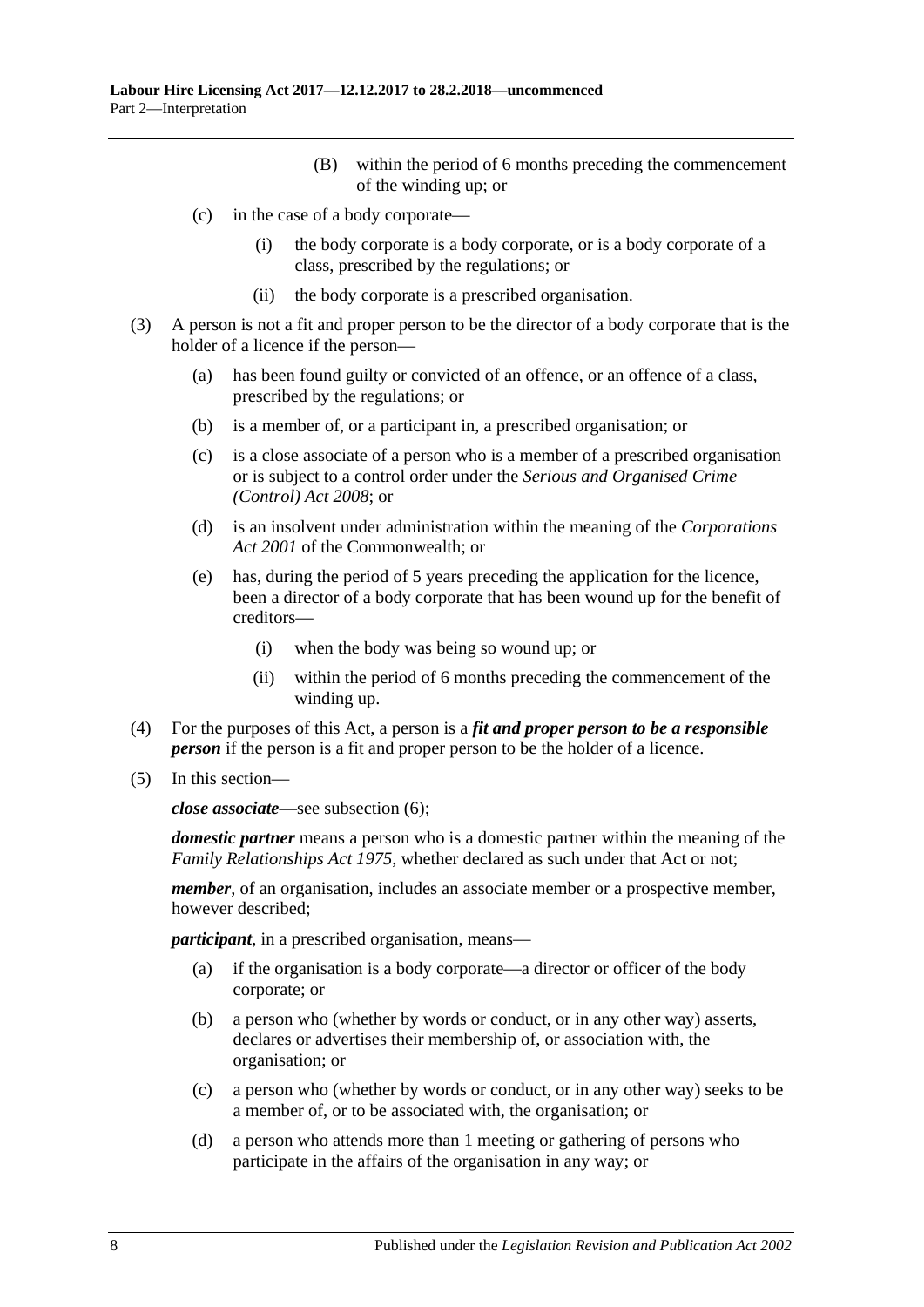(B) within the period of 6 months preceding the commencement of the winding up; or

(c) in the case of a body corporate—

(i) the body corporate is a body corporate, or is a body corporate of a class, prescribed by the regulations; or

(ii) the body corporate is a prescribed organisation.

(3) A person is not a fit and proper person to be the director of a body corporate that is the holder of a licence if the person—

(a) has been found guilty or convicted of an offence, or an offence of a class, prescribed by the regulations; or

(b) is a member of, or a participant in, a prescribed organisation; or

(c) is a close associate of a person who is a member of a prescribed organisation or is subject to a control order under the *Serious and Organised Crime (Control) Act 2008*; or

(d) is an insolvent under administration within the meaning of the *Corporations Act 2001* of the Commonwealth; or

(e) has, during the period of 5 years preceding the application for the licence, been a director of a body corporate that has been wound up for the benefit of creditors—

(i) when the body was being so wound up; or

(ii) within the period of 6 months preceding the commencement of the winding up.

(4) For the purposes of this Act, a person is a ***fit and proper person to be a responsible person*** if the person is a fit and proper person to be the holder of a licence.

(5) In this section—

***close associate***—see subsection (6);

***domestic partner*** means a person who is a domestic partner within the meaning of the *Family Relationships Act 1975*, whether declared as such under that Act or not;

***member***, of an organisation, includes an associate member or a prospective member, however described;

***participant***, in a prescribed organisation, means—

(a) if the organisation is a body corporate—a director or officer of the body corporate; or

(b) a person who (whether by words or conduct, or in any other way) asserts, declares or advertises their membership of, or association with, the organisation; or

(c) a person who (whether by words or conduct, or in any other way) seeks to be a member of, or to be associated with, the organisation; or

(d) a person who attends more than 1 meeting or gathering of persons who participate in the affairs of the organisation in any way; or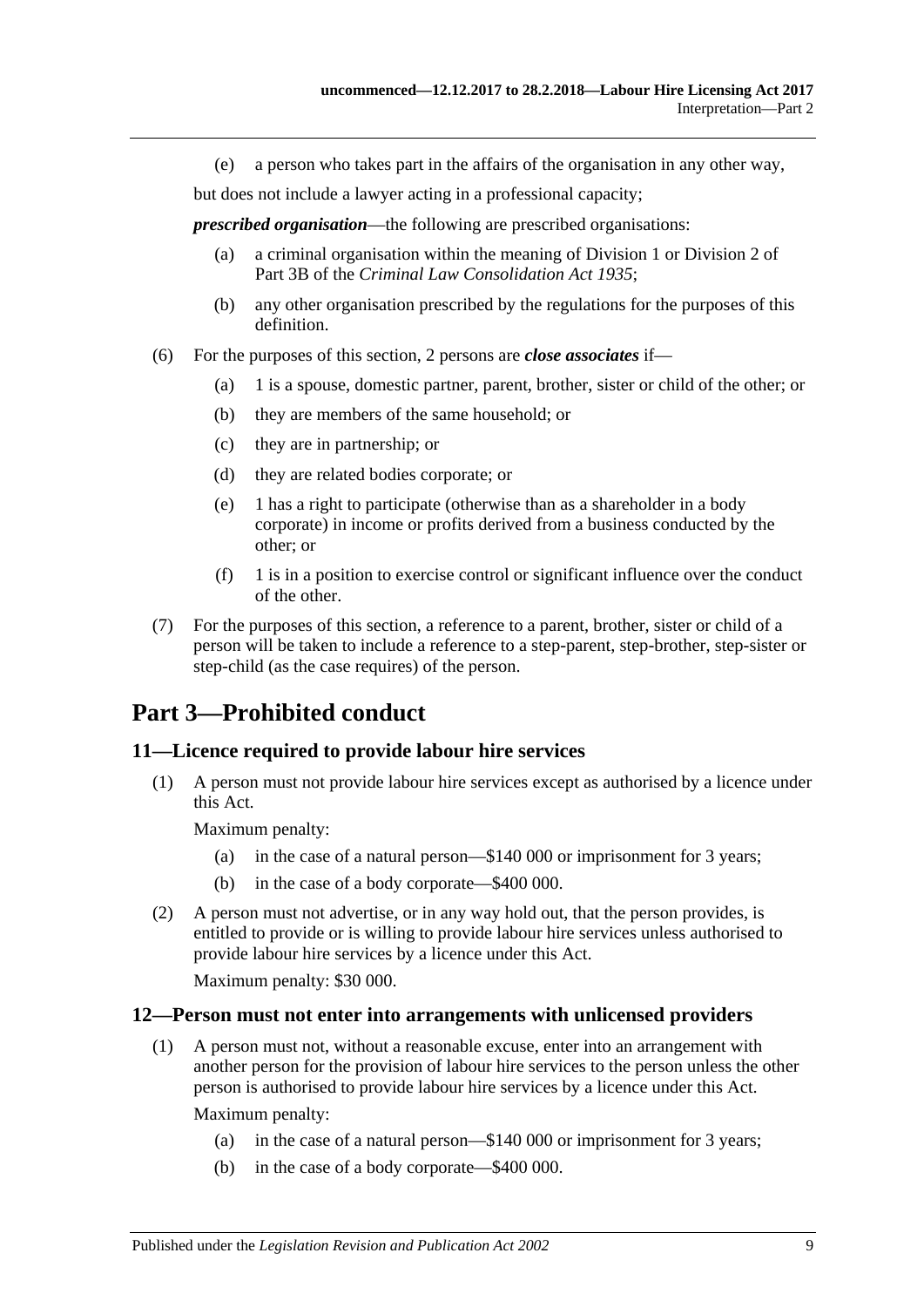(e) a person who takes part in the affairs of the organisation in any other way,

but does not include a lawyer acting in a professional capacity;

***prescribed organisation***—the following are prescribed organisations:

(a) a criminal organisation within the meaning of Division 1 or Division 2 of Part 3B of the *Criminal Law Consolidation Act 1935*;

(b) any other organisation prescribed by the regulations for the purposes of this definition.

(6) For the purposes of this section, 2 persons are ***close associates*** if—

(a) 1 is a spouse, domestic partner, parent, brother, sister or child of the other; or

(b) they are members of the same household; or

(c) they are in partnership; or

(d) they are related bodies corporate; or

(e) 1 has a right to participate (otherwise than as a shareholder in a body corporate) in income or profits derived from a business conducted by the other; or

(f) 1 is in a position to exercise control or significant influence over the conduct of the other.

(7) For the purposes of this section, a reference to a parent, brother, sister or child of a person will be taken to include a reference to a step-parent, step-brother, step-sister or step-child (as the case requires) of the person.

# Part 3—Prohibited conduct

## 11—Licence required to provide labour hire services

(1) A person must not provide labour hire services except as authorised by a licence under this Act.

Maximum penalty:

(a) in the case of a natural person—$140 000 or imprisonment for 3 years;

(b) in the case of a body corporate—$400 000.

(2) A person must not advertise, or in any way hold out, that the person provides, is entitled to provide or is willing to provide labour hire services unless authorised to provide labour hire services by a licence under this Act.

Maximum penalty: $30 000.

## 12—Person must not enter into arrangements with unlicensed providers

(1) A person must not, without a reasonable excuse, enter into an arrangement with another person for the provision of labour hire services to the person unless the other person is authorised to provide labour hire services by a licence under this Act.

Maximum penalty:

(a) in the case of a natural person—$140 000 or imprisonment for 3 years;

(b) in the case of a body corporate—$400 000.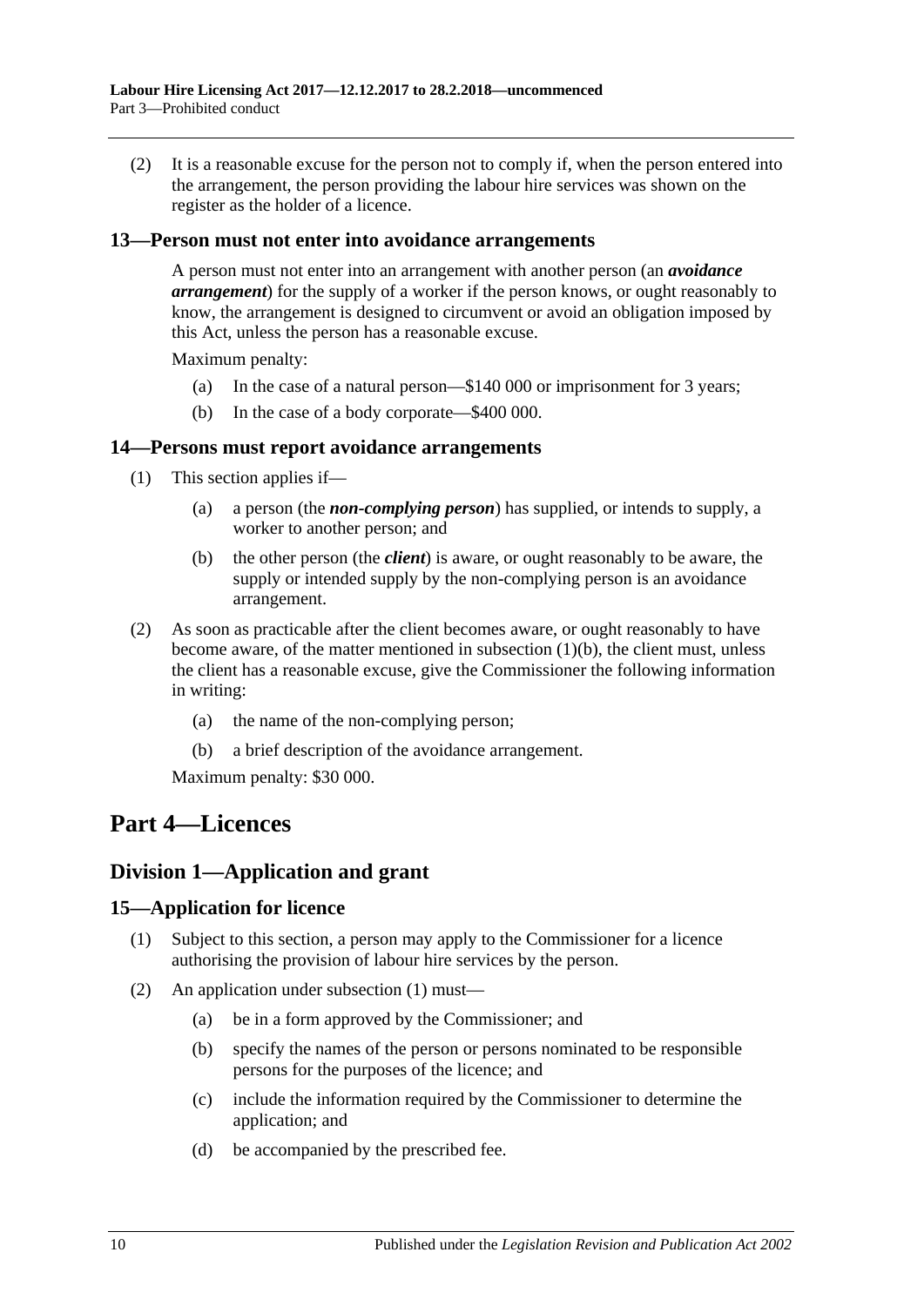(2) It is a reasonable excuse for the person not to comply if, when the person entered into the arrangement, the person providing the labour hire services was shown on the register as the holder of a licence.

### 13—Person must not enter into avoidance arrangements

A person must not enter into an arrangement with another person (an ***avoidance arrangement***) for the supply of a worker if the person knows, or ought reasonably to know, the arrangement is designed to circumvent or avoid an obligation imposed by this Act, unless the person has a reasonable excuse.

Maximum penalty:

(a) In the case of a natural person—$140 000 or imprisonment for 3 years;

(b) In the case of a body corporate—$400 000.

### 14—Persons must report avoidance arrangements

(1) This section applies if—

(a) a person (the ***non-complying person***) has supplied, or intends to supply, a worker to another person; and

(b) the other person (the ***client***) is aware, or ought reasonably to be aware, the supply or intended supply by the non-complying person is an avoidance arrangement.

(2) As soon as practicable after the client becomes aware, or ought reasonably to have become aware, of the matter mentioned in subsection (1)(b), the client must, unless the client has a reasonable excuse, give the Commissioner the following information in writing:

(a) the name of the non-complying person;

(b) a brief description of the avoidance arrangement.

Maximum penalty: $30 000.

# Part 4—Licences

## Division 1—Application and grant

### 15—Application for licence

(1) Subject to this section, a person may apply to the Commissioner for a licence authorising the provision of labour hire services by the person.

(2) An application under subsection (1) must—

(a) be in a form approved by the Commissioner; and

(b) specify the names of the person or persons nominated to be responsible persons for the purposes of the licence; and

(c) include the information required by the Commissioner to determine the application; and

(d) be accompanied by the prescribed fee.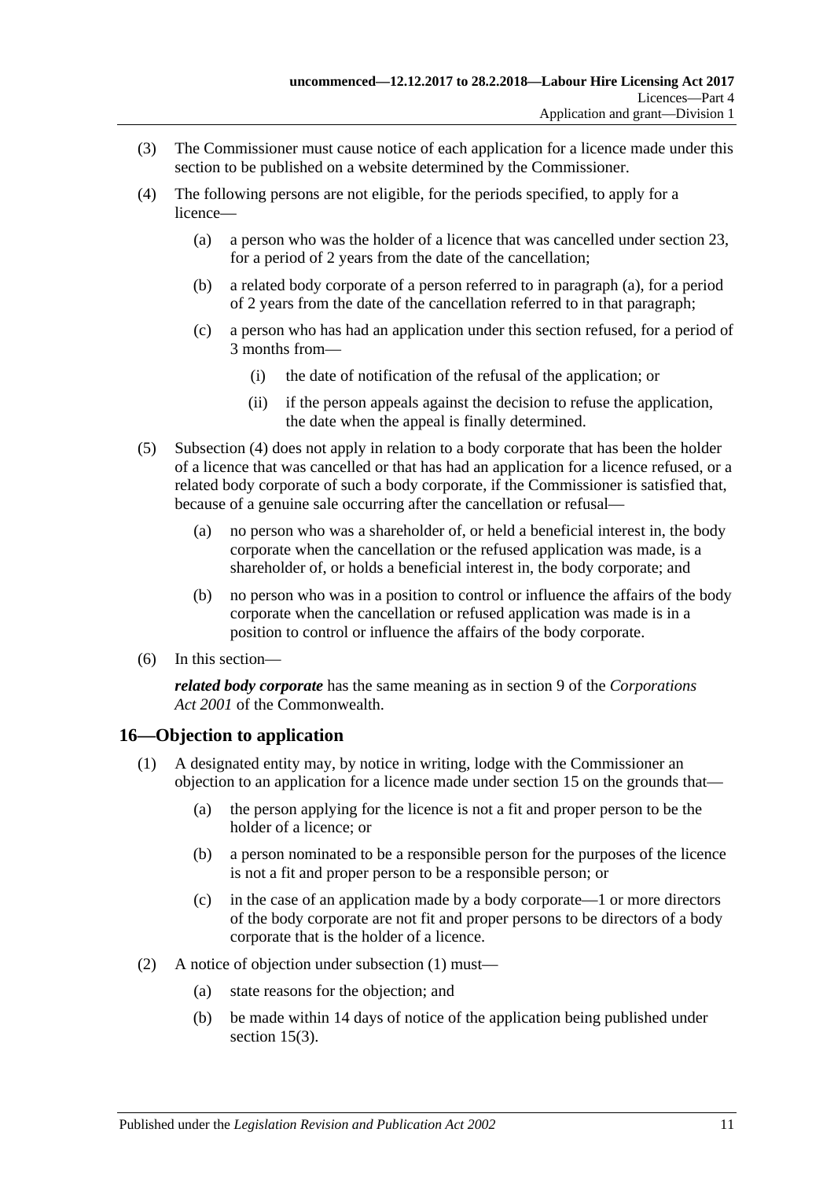(3) The Commissioner must cause notice of each application for a licence made under this section to be published on a website determined by the Commissioner.

(4) The following persons are not eligible, for the periods specified, to apply for a licence—

(a) a person who was the holder of a licence that was cancelled under section 23, for a period of 2 years from the date of the cancellation;

(b) a related body corporate of a person referred to in paragraph (a), for a period of 2 years from the date of the cancellation referred to in that paragraph;

(c) a person who has had an application under this section refused, for a period of 3 months from—

(i) the date of notification of the refusal of the application; or

(ii) if the person appeals against the decision to refuse the application, the date when the appeal is finally determined.

(5) Subsection (4) does not apply in relation to a body corporate that has been the holder of a licence that was cancelled or that has had an application for a licence refused, or a related body corporate of such a body corporate, if the Commissioner is satisfied that, because of a genuine sale occurring after the cancellation or refusal—

(a) no person who was a shareholder of, or held a beneficial interest in, the body corporate when the cancellation or the refused application was made, is a shareholder of, or holds a beneficial interest in, the body corporate; and

(b) no person who was in a position to control or influence the affairs of the body corporate when the cancellation or refused application was made is in a position to control or influence the affairs of the body corporate.

(6) In this section—

***related body corporate*** has the same meaning as in section 9 of the *Corporations Act 2001* of the Commonwealth.

## 16—Objection to application

(1) A designated entity may, by notice in writing, lodge with the Commissioner an objection to an application for a licence made under section 15 on the grounds that—

(a) the person applying for the licence is not a fit and proper person to be the holder of a licence; or

(b) a person nominated to be a responsible person for the purposes of the licence is not a fit and proper person to be a responsible person; or

(c) in the case of an application made by a body corporate—1 or more directors of the body corporate are not fit and proper persons to be directors of a body corporate that is the holder of a licence.

(2) A notice of objection under subsection (1) must—

(a) state reasons for the objection; and

(b) be made within 14 days of notice of the application being published under section 15(3).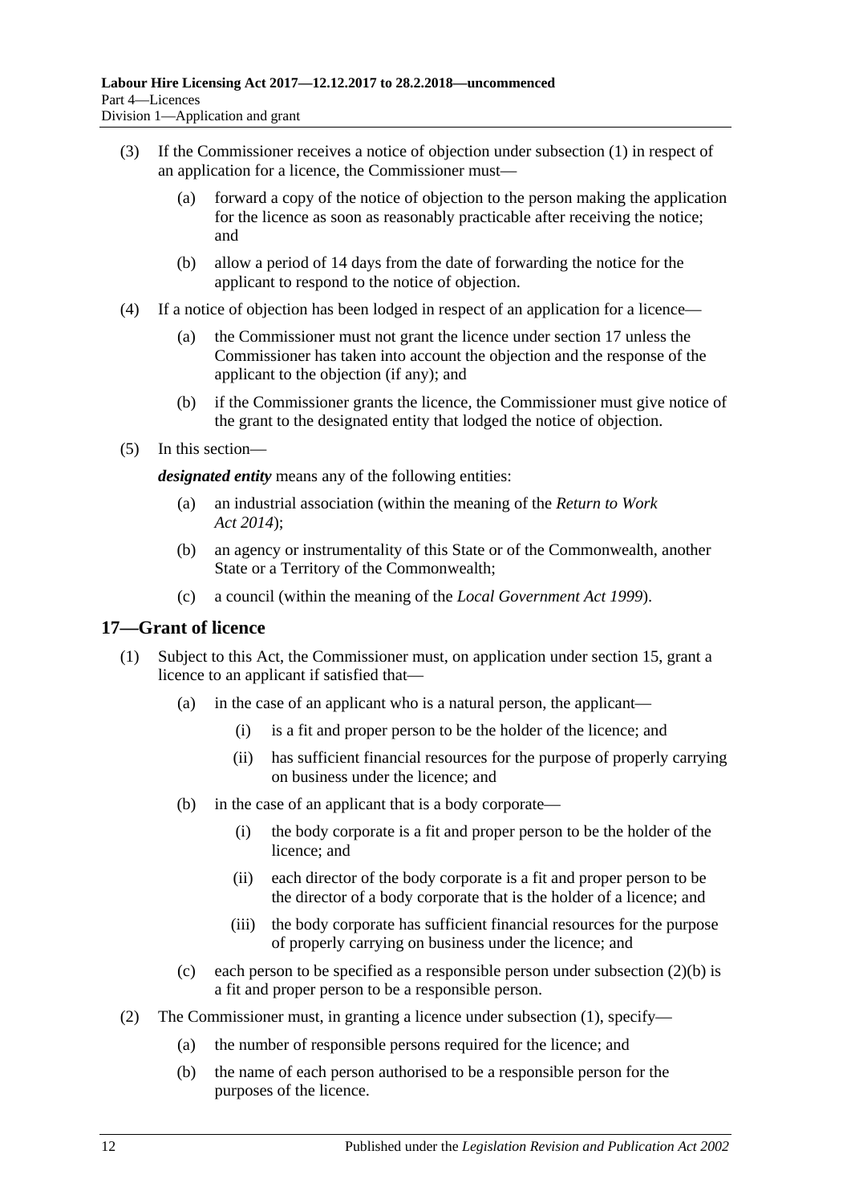(3) If the Commissioner receives a notice of objection under subsection (1) in respect of an application for a licence, the Commissioner must—

(a) forward a copy of the notice of objection to the person making the application for the licence as soon as reasonably practicable after receiving the notice; and

(b) allow a period of 14 days from the date of forwarding the notice for the applicant to respond to the notice of objection.

(4) If a notice of objection has been lodged in respect of an application for a licence—

(a) the Commissioner must not grant the licence under section 17 unless the Commissioner has taken into account the objection and the response of the applicant to the objection (if any); and

(b) if the Commissioner grants the licence, the Commissioner must give notice of the grant to the designated entity that lodged the notice of objection.

(5) In this section—

***designated entity*** means any of the following entities:

(a) an industrial association (within the meaning of the *Return to Work Act 2014*);

(b) an agency or instrumentality of this State or of the Commonwealth, another State or a Territory of the Commonwealth;

(c) a council (within the meaning of the *Local Government Act 1999*).

## 17—Grant of licence

(1) Subject to this Act, the Commissioner must, on application under section 15, grant a licence to an applicant if satisfied that—

(a) in the case of an applicant who is a natural person, the applicant—

(i) is a fit and proper person to be the holder of the licence; and

(ii) has sufficient financial resources for the purpose of properly carrying on business under the licence; and

(b) in the case of an applicant that is a body corporate—

(i) the body corporate is a fit and proper person to be the holder of the licence; and

(ii) each director of the body corporate is a fit and proper person to be the director of a body corporate that is the holder of a licence; and

(iii) the body corporate has sufficient financial resources for the purpose of properly carrying on business under the licence; and

(c) each person to be specified as a responsible person under subsection (2)(b) is a fit and proper person to be a responsible person.

(2) The Commissioner must, in granting a licence under subsection (1), specify—

(a) the number of responsible persons required for the licence; and

(b) the name of each person authorised to be a responsible person for the purposes of the licence.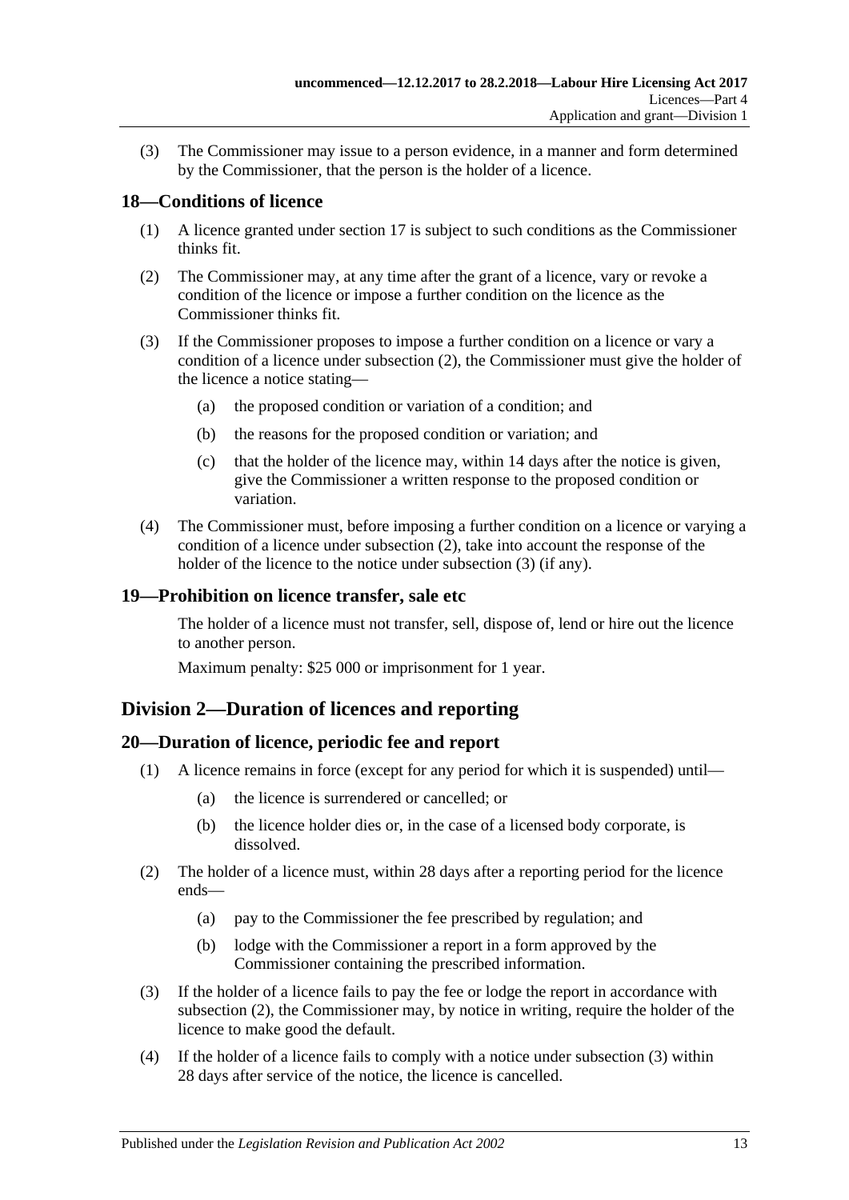(3) The Commissioner may issue to a person evidence, in a manner and form determined by the Commissioner, that the person is the holder of a licence.

## 18—Conditions of licence

(1) A licence granted under section 17 is subject to such conditions as the Commissioner thinks fit.

(2) The Commissioner may, at any time after the grant of a licence, vary or revoke a condition of the licence or impose a further condition on the licence as the Commissioner thinks fit.

(3) If the Commissioner proposes to impose a further condition on a licence or vary a condition of a licence under subsection (2), the Commissioner must give the holder of the licence a notice stating—

- (a) the proposed condition or variation of a condition; and
- (b) the reasons for the proposed condition or variation; and
- (c) that the holder of the licence may, within 14 days after the notice is given, give the Commissioner a written response to the proposed condition or variation.

(4) The Commissioner must, before imposing a further condition on a licence or varying a condition of a licence under subsection (2), take into account the response of the holder of the licence to the notice under subsection (3) (if any).

## 19—Prohibition on licence transfer, sale etc

The holder of a licence must not transfer, sell, dispose of, lend or hire out the licence to another person.

Maximum penalty: $25 000 or imprisonment for 1 year.

# Division 2—Duration of licences and reporting

## 20—Duration of licence, periodic fee and report

(1) A licence remains in force (except for any period for which it is suspended) until—

- (a) the licence is surrendered or cancelled; or
- (b) the licence holder dies or, in the case of a licensed body corporate, is dissolved.

(2) The holder of a licence must, within 28 days after a reporting period for the licence ends—

- (a) pay to the Commissioner the fee prescribed by regulation; and
- (b) lodge with the Commissioner a report in a form approved by the Commissioner containing the prescribed information.

(3) If the holder of a licence fails to pay the fee or lodge the report in accordance with subsection (2), the Commissioner may, by notice in writing, require the holder of the licence to make good the default.

(4) If the holder of a licence fails to comply with a notice under subsection (3) within 28 days after service of the notice, the licence is cancelled.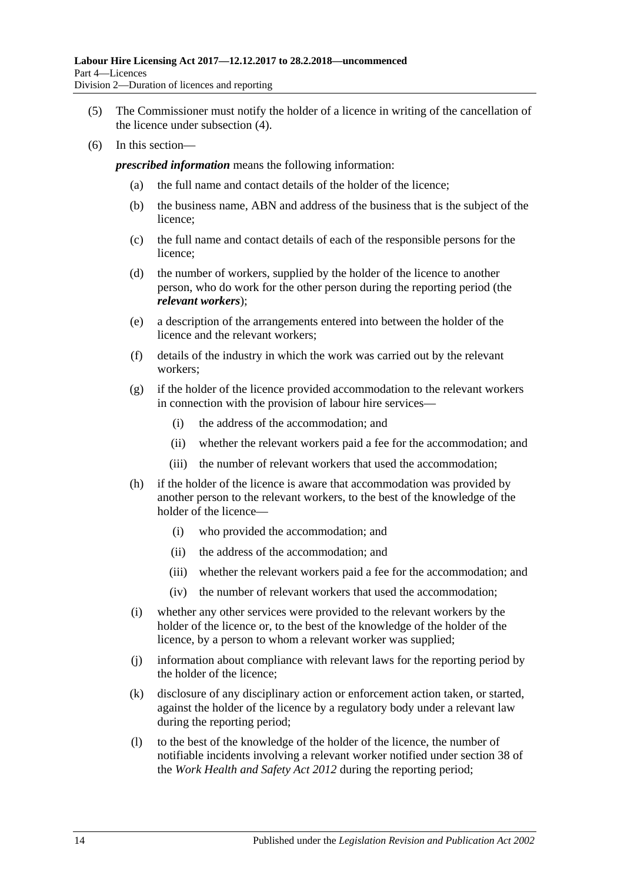(5) The Commissioner must notify the holder of a licence in writing of the cancellation of the licence under subsection (4).

(6) In this section—

***prescribed information*** means the following information:

- (a) the full name and contact details of the holder of the licence;
- (b) the business name, ABN and address of the business that is the subject of the licence;
- (c) the full name and contact details of each of the responsible persons for the licence;
- (d) the number of workers, supplied by the holder of the licence to another person, who do work for the other person during the reporting period (the ***relevant workers***);
- (e) a description of the arrangements entered into between the holder of the licence and the relevant workers;
- (f) details of the industry in which the work was carried out by the relevant workers;
- (g) if the holder of the licence provided accommodation to the relevant workers in connection with the provision of labour hire services—
  - (i) the address of the accommodation; and
  - (ii) whether the relevant workers paid a fee for the accommodation; and
  - (iii) the number of relevant workers that used the accommodation;
- (h) if the holder of the licence is aware that accommodation was provided by another person to the relevant workers, to the best of the knowledge of the holder of the licence—
  - (i) who provided the accommodation; and
  - (ii) the address of the accommodation; and
  - (iii) whether the relevant workers paid a fee for the accommodation; and
  - (iv) the number of relevant workers that used the accommodation;
- (i) whether any other services were provided to the relevant workers by the holder of the licence or, to the best of the knowledge of the holder of the licence, by a person to whom a relevant worker was supplied;
- (j) information about compliance with relevant laws for the reporting period by the holder of the licence;
- (k) disclosure of any disciplinary action or enforcement action taken, or started, against the holder of the licence by a regulatory body under a relevant law during the reporting period;
- (l) to the best of the knowledge of the holder of the licence, the number of notifiable incidents involving a relevant worker notified under section 38 of the *Work Health and Safety Act 2012* during the reporting period;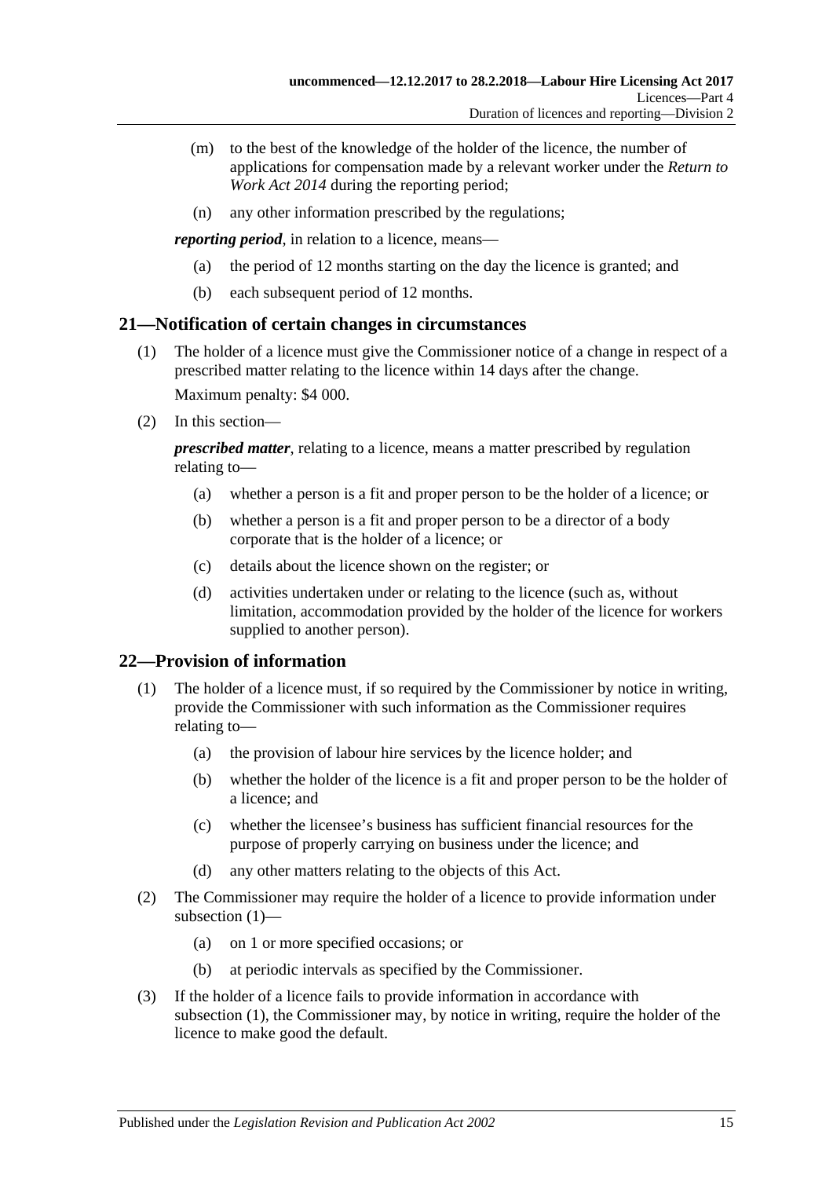(m) to the best of the knowledge of the holder of the licence, the number of applications for compensation made by a relevant worker under the *Return to Work Act 2014* during the reporting period;

(n) any other information prescribed by the regulations;

***reporting period***, in relation to a licence, means—

(a) the period of 12 months starting on the day the licence is granted; and

(b) each subsequent period of 12 months.

## 21—Notification of certain changes in circumstances

(1) The holder of a licence must give the Commissioner notice of a change in respect of a prescribed matter relating to the licence within 14 days after the change.

Maximum penalty: $4 000.

(2) In this section—

***prescribed matter***, relating to a licence, means a matter prescribed by regulation relating to—

(a) whether a person is a fit and proper person to be the holder of a licence; or

(b) whether a person is a fit and proper person to be a director of a body corporate that is the holder of a licence; or

(c) details about the licence shown on the register; or

(d) activities undertaken under or relating to the licence (such as, without limitation, accommodation provided by the holder of the licence for workers supplied to another person).

## 22—Provision of information

(1) The holder of a licence must, if so required by the Commissioner by notice in writing, provide the Commissioner with such information as the Commissioner requires relating to—

(a) the provision of labour hire services by the licence holder; and

(b) whether the holder of the licence is a fit and proper person to be the holder of a licence; and

(c) whether the licensee's business has sufficient financial resources for the purpose of properly carrying on business under the licence; and

(d) any other matters relating to the objects of this Act.

(2) The Commissioner may require the holder of a licence to provide information under subsection (1)—

(a) on 1 or more specified occasions; or

(b) at periodic intervals as specified by the Commissioner.

(3) If the holder of a licence fails to provide information in accordance with subsection (1), the Commissioner may, by notice in writing, require the holder of the licence to make good the default.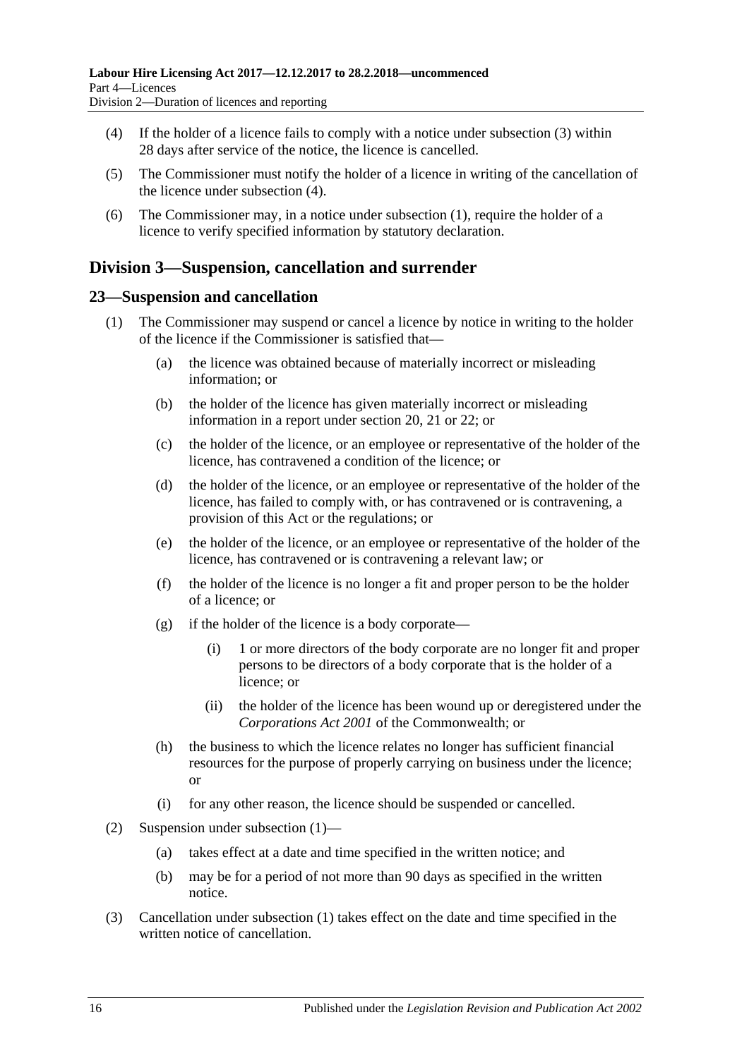(4) If the holder of a licence fails to comply with a notice under subsection (3) within 28 days after service of the notice, the licence is cancelled.

(5) The Commissioner must notify the holder of a licence in writing of the cancellation of the licence under subsection (4).

(6) The Commissioner may, in a notice under subsection (1), require the holder of a licence to verify specified information by statutory declaration.

## Division 3—Suspension, cancellation and surrender

### 23—Suspension and cancellation

(1) The Commissioner may suspend or cancel a licence by notice in writing to the holder of the licence if the Commissioner is satisfied that—

(a) the licence was obtained because of materially incorrect or misleading information; or

(b) the holder of the licence has given materially incorrect or misleading information in a report under section 20, 21 or 22; or

(c) the holder of the licence, or an employee or representative of the holder of the licence, has contravened a condition of the licence; or

(d) the holder of the licence, or an employee or representative of the holder of the licence, has failed to comply with, or has contravened or is contravening, a provision of this Act or the regulations; or

(e) the holder of the licence, or an employee or representative of the holder of the licence, has contravened or is contravening a relevant law; or

(f) the holder of the licence is no longer a fit and proper person to be the holder of a licence; or

(g) if the holder of the licence is a body corporate—

(i) 1 or more directors of the body corporate are no longer fit and proper persons to be directors of a body corporate that is the holder of a licence; or

(ii) the holder of the licence has been wound up or deregistered under the *Corporations Act 2001* of the Commonwealth; or

(h) the business to which the licence relates no longer has sufficient financial resources for the purpose of properly carrying on business under the licence; or

(i) for any other reason, the licence should be suspended or cancelled.

(2) Suspension under subsection (1)—

(a) takes effect at a date and time specified in the written notice; and

(b) may be for a period of not more than 90 days as specified in the written notice.

(3) Cancellation under subsection (1) takes effect on the date and time specified in the written notice of cancellation.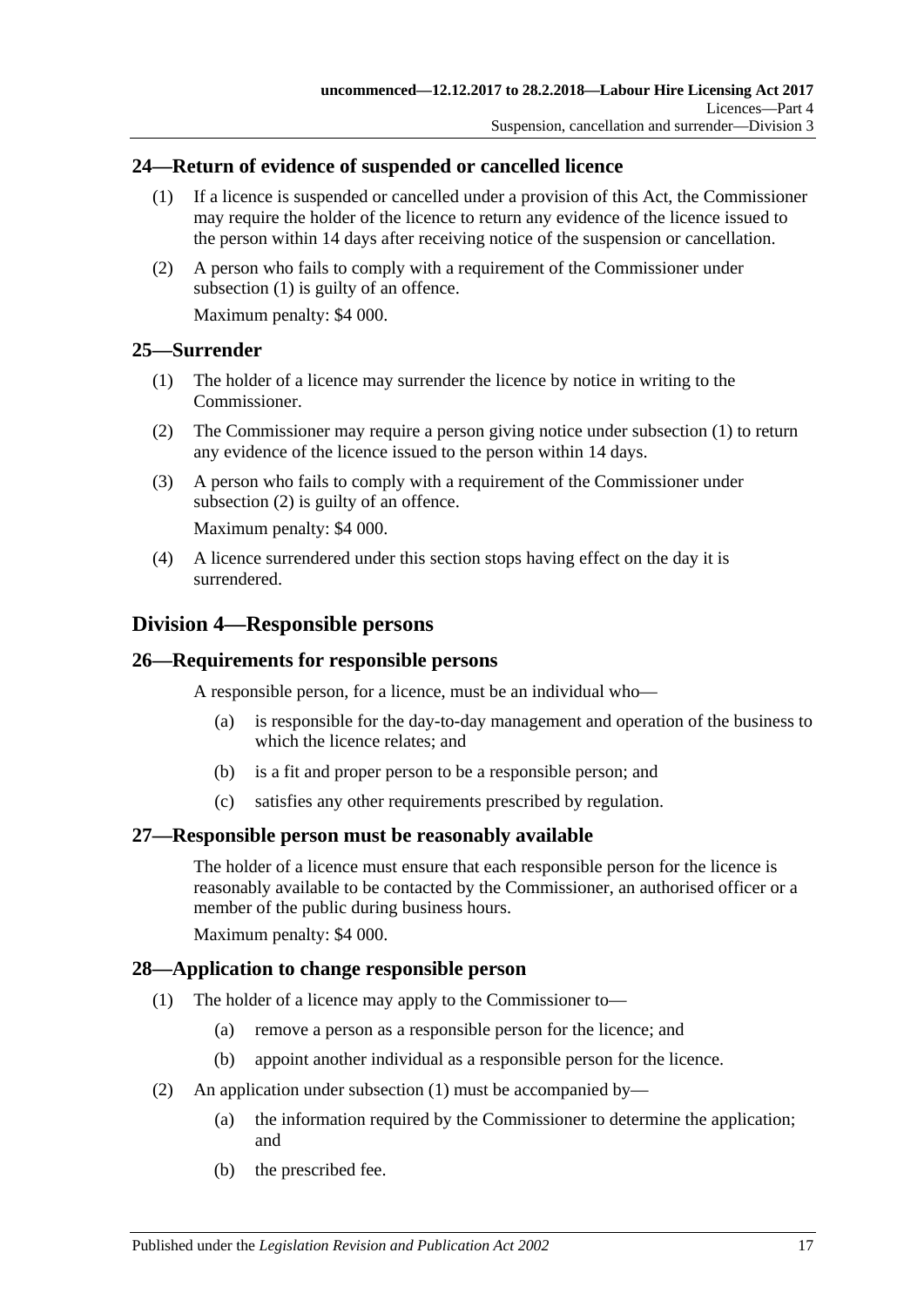## 24—Return of evidence of suspended or cancelled licence

(1) If a licence is suspended or cancelled under a provision of this Act, the Commissioner may require the holder of the licence to return any evidence of the licence issued to the person within 14 days after receiving notice of the suspension or cancellation.

(2) A person who fails to comply with a requirement of the Commissioner under subsection (1) is guilty of an offence.

Maximum penalty: $4 000.

## 25—Surrender

(1) The holder of a licence may surrender the licence by notice in writing to the Commissioner.

(2) The Commissioner may require a person giving notice under subsection (1) to return any evidence of the licence issued to the person within 14 days.

(3) A person who fails to comply with a requirement of the Commissioner under subsection (2) is guilty of an offence.

Maximum penalty: $4 000.

(4) A licence surrendered under this section stops having effect on the day it is surrendered.

# Division 4—Responsible persons

## 26—Requirements for responsible persons

A responsible person, for a licence, must be an individual who—

(a) is responsible for the day-to-day management and operation of the business to which the licence relates; and

(b) is a fit and proper person to be a responsible person; and

(c) satisfies any other requirements prescribed by regulation.

## 27—Responsible person must be reasonably available

The holder of a licence must ensure that each responsible person for the licence is reasonably available to be contacted by the Commissioner, an authorised officer or a member of the public during business hours.

Maximum penalty: $4 000.

## 28—Application to change responsible person

(1) The holder of a licence may apply to the Commissioner to—

(a) remove a person as a responsible person for the licence; and

(b) appoint another individual as a responsible person for the licence.

(2) An application under subsection (1) must be accompanied by—

(a) the information required by the Commissioner to determine the application; and

(b) the prescribed fee.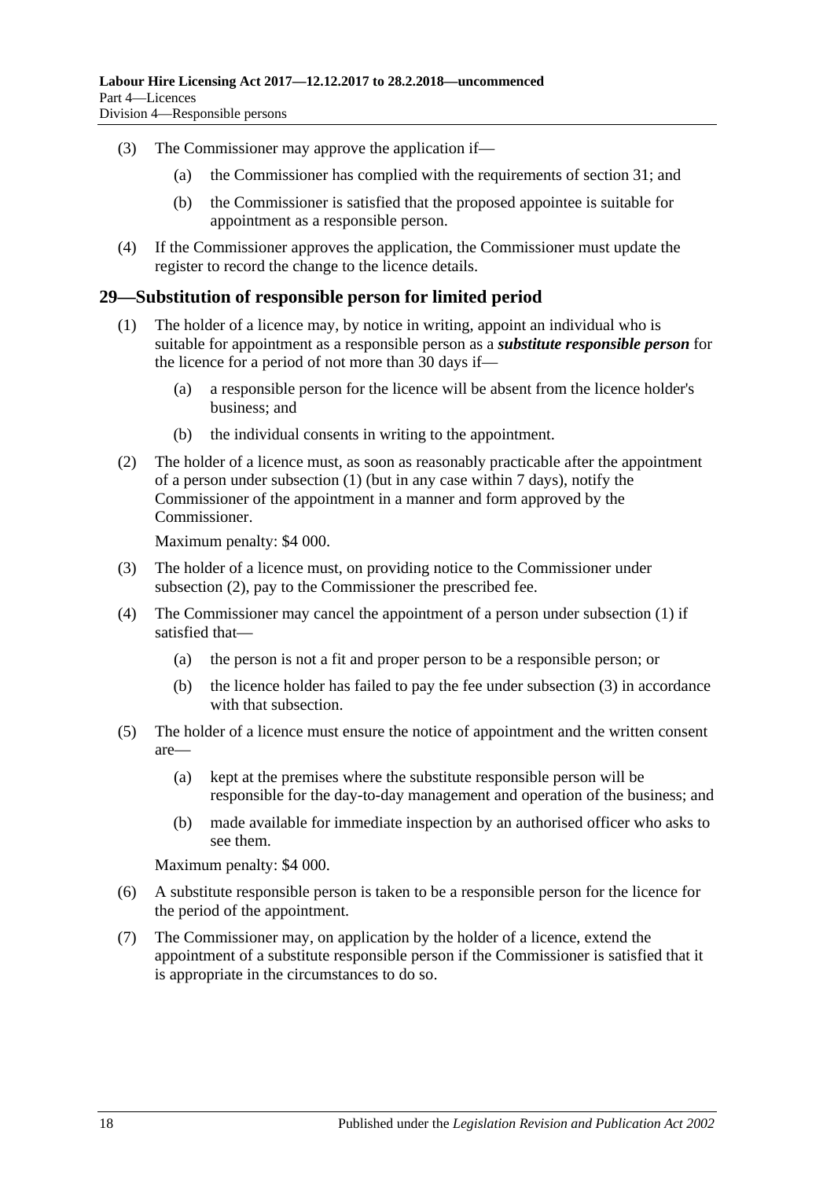(3) The Commissioner may approve the application if—

(a) the Commissioner has complied with the requirements of section 31; and

(b) the Commissioner is satisfied that the proposed appointee is suitable for appointment as a responsible person.

(4) If the Commissioner approves the application, the Commissioner must update the register to record the change to the licence details.

## 29—Substitution of responsible person for limited period

(1) The holder of a licence may, by notice in writing, appoint an individual who is suitable for appointment as a responsible person as a ***substitute responsible person*** for the licence for a period of not more than 30 days if—

(a) a responsible person for the licence will be absent from the licence holder's business; and

(b) the individual consents in writing to the appointment.

(2) The holder of a licence must, as soon as reasonably practicable after the appointment of a person under subsection (1) (but in any case within 7 days), notify the Commissioner of the appointment in a manner and form approved by the Commissioner.

Maximum penalty: $4 000.

(3) The holder of a licence must, on providing notice to the Commissioner under subsection (2), pay to the Commissioner the prescribed fee.

(4) The Commissioner may cancel the appointment of a person under subsection (1) if satisfied that—

(a) the person is not a fit and proper person to be a responsible person; or

(b) the licence holder has failed to pay the fee under subsection (3) in accordance with that subsection.

(5) The holder of a licence must ensure the notice of appointment and the written consent are—

(a) kept at the premises where the substitute responsible person will be responsible for the day-to-day management and operation of the business; and

(b) made available for immediate inspection by an authorised officer who asks to see them.

Maximum penalty: $4 000.

(6) A substitute responsible person is taken to be a responsible person for the licence for the period of the appointment.

(7) The Commissioner may, on application by the holder of a licence, extend the appointment of a substitute responsible person if the Commissioner is satisfied that it is appropriate in the circumstances to do so.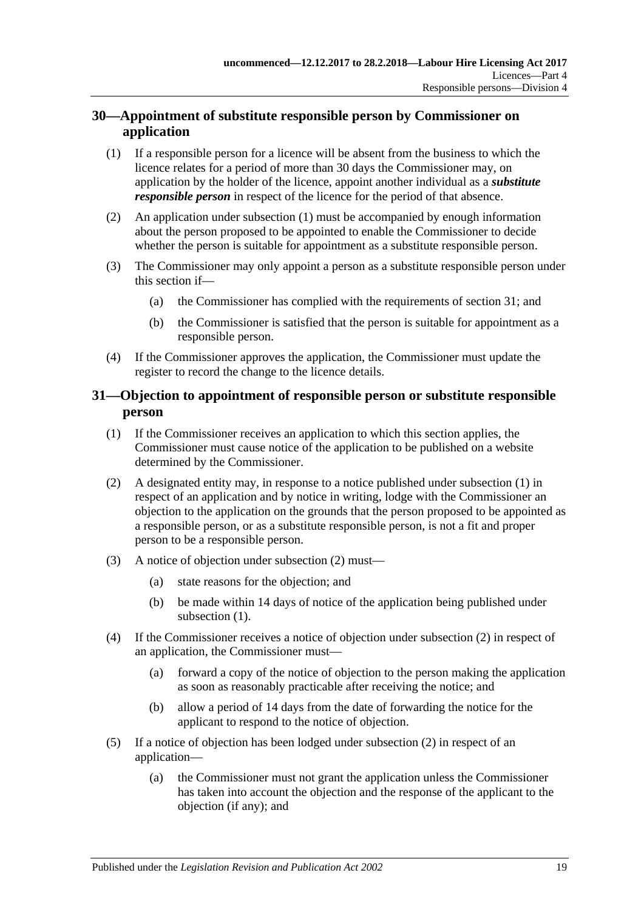## 30—Appointment of substitute responsible person by Commissioner on application

(1) If a responsible person for a licence will be absent from the business to which the licence relates for a period of more than 30 days the Commissioner may, on application by the holder of the licence, appoint another individual as a ***substitute responsible person*** in respect of the licence for the period of that absence.

(2) An application under subsection (1) must be accompanied by enough information about the person proposed to be appointed to enable the Commissioner to decide whether the person is suitable for appointment as a substitute responsible person.

(3) The Commissioner may only appoint a person as a substitute responsible person under this section if—

(a) the Commissioner has complied with the requirements of section 31; and

(b) the Commissioner is satisfied that the person is suitable for appointment as a responsible person.

(4) If the Commissioner approves the application, the Commissioner must update the register to record the change to the licence details.

## 31—Objection to appointment of responsible person or substitute responsible person

(1) If the Commissioner receives an application to which this section applies, the Commissioner must cause notice of the application to be published on a website determined by the Commissioner.

(2) A designated entity may, in response to a notice published under subsection (1) in respect of an application and by notice in writing, lodge with the Commissioner an objection to the application on the grounds that the person proposed to be appointed as a responsible person, or as a substitute responsible person, is not a fit and proper person to be a responsible person.

(3) A notice of objection under subsection (2) must—

(a) state reasons for the objection; and

(b) be made within 14 days of notice of the application being published under subsection (1).

(4) If the Commissioner receives a notice of objection under subsection (2) in respect of an application, the Commissioner must—

(a) forward a copy of the notice of objection to the person making the application as soon as reasonably practicable after receiving the notice; and

(b) allow a period of 14 days from the date of forwarding the notice for the applicant to respond to the notice of objection.

(5) If a notice of objection has been lodged under subsection (2) in respect of an application—

(a) the Commissioner must not grant the application unless the Commissioner has taken into account the objection and the response of the applicant to the objection (if any); and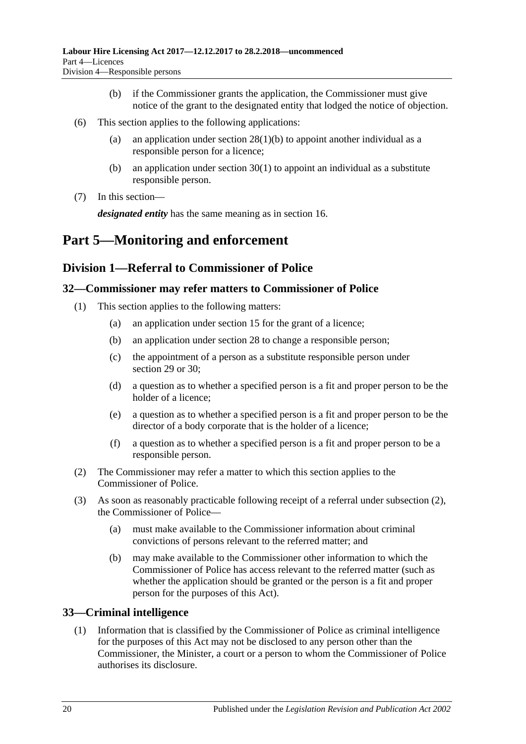(b) if the Commissioner grants the application, the Commissioner must give notice of the grant to the designated entity that lodged the notice of objection.

(6) This section applies to the following applications:

(a) an application under section 28(1)(b) to appoint another individual as a responsible person for a licence;

(b) an application under section 30(1) to appoint an individual as a substitute responsible person.

(7) In this section—

***designated entity*** has the same meaning as in section 16.

# Part 5—Monitoring and enforcement

## Division 1—Referral to Commissioner of Police

### 32—Commissioner may refer matters to Commissioner of Police

(1) This section applies to the following matters:

(a) an application under section 15 for the grant of a licence;

(b) an application under section 28 to change a responsible person;

(c) the appointment of a person as a substitute responsible person under section 29 or 30;

(d) a question as to whether a specified person is a fit and proper person to be the holder of a licence;

(e) a question as to whether a specified person is a fit and proper person to be the director of a body corporate that is the holder of a licence;

(f) a question as to whether a specified person is a fit and proper person to be a responsible person.

(2) The Commissioner may refer a matter to which this section applies to the Commissioner of Police.

(3) As soon as reasonably practicable following receipt of a referral under subsection (2), the Commissioner of Police—

(a) must make available to the Commissioner information about criminal convictions of persons relevant to the referred matter; and

(b) may make available to the Commissioner other information to which the Commissioner of Police has access relevant to the referred matter (such as whether the application should be granted or the person is a fit and proper person for the purposes of this Act).

### 33—Criminal intelligence

(1) Information that is classified by the Commissioner of Police as criminal intelligence for the purposes of this Act may not be disclosed to any person other than the Commissioner, the Minister, a court or a person to whom the Commissioner of Police authorises its disclosure.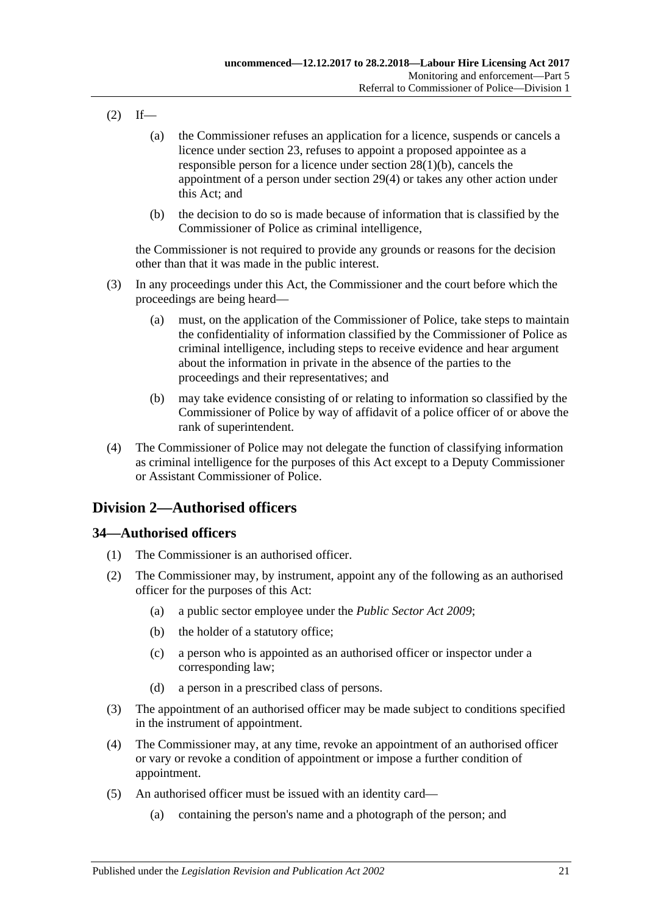(2) If—

   (a) the Commissioner refuses an application for a licence, suspends or cancels a licence under section 23, refuses to appoint a proposed appointee as a responsible person for a licence under section 28(1)(b), cancels the appointment of a person under section 29(4) or takes any other action under this Act; and

   (b) the decision to do so is made because of information that is classified by the Commissioner of Police as criminal intelligence,

   the Commissioner is not required to provide any grounds or reasons for the decision other than that it was made in the public interest.

(3) In any proceedings under this Act, the Commissioner and the court before which the proceedings are being heard—

   (a) must, on the application of the Commissioner of Police, take steps to maintain the confidentiality of information classified by the Commissioner of Police as criminal intelligence, including steps to receive evidence and hear argument about the information in private in the absence of the parties to the proceedings and their representatives; and

   (b) may take evidence consisting of or relating to information so classified by the Commissioner of Police by way of affidavit of a police officer of or above the rank of superintendent.

(4) The Commissioner of Police may not delegate the function of classifying information as criminal intelligence for the purposes of this Act except to a Deputy Commissioner or Assistant Commissioner of Police.

## Division 2—Authorised officers

### 34—Authorised officers

(1) The Commissioner is an authorised officer.

(2) The Commissioner may, by instrument, appoint any of the following as an authorised officer for the purposes of this Act:

   (a) a public sector employee under the *Public Sector Act 2009*;

   (b) the holder of a statutory office;

   (c) a person who is appointed as an authorised officer or inspector under a corresponding law;

   (d) a person in a prescribed class of persons.

(3) The appointment of an authorised officer may be made subject to conditions specified in the instrument of appointment.

(4) The Commissioner may, at any time, revoke an appointment of an authorised officer or vary or revoke a condition of appointment or impose a further condition of appointment.

(5) An authorised officer must be issued with an identity card—

   (a) containing the person's name and a photograph of the person; and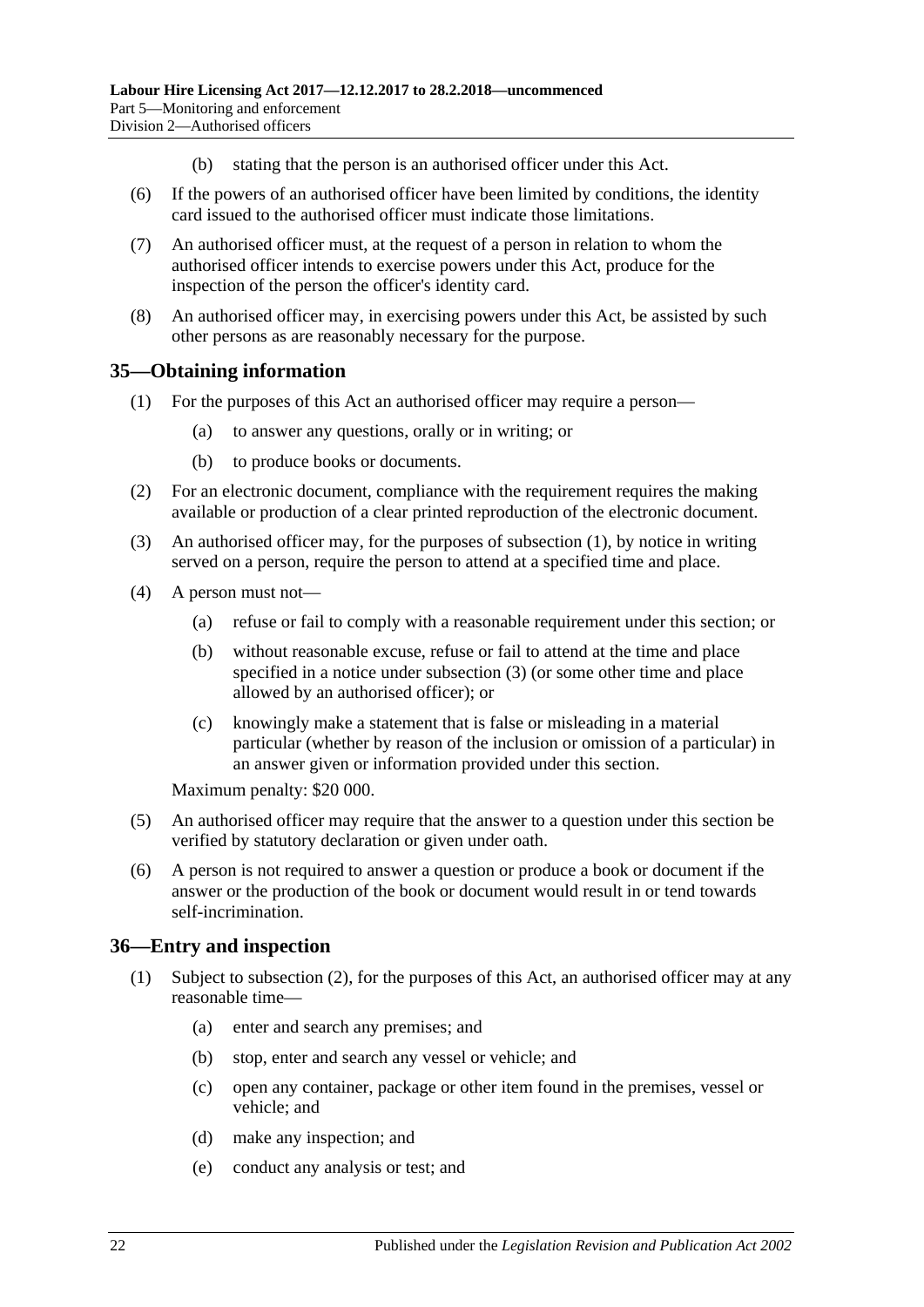(b) stating that the person is an authorised officer under this Act.

(6) If the powers of an authorised officer have been limited by conditions, the identity card issued to the authorised officer must indicate those limitations.

(7) An authorised officer must, at the request of a person in relation to whom the authorised officer intends to exercise powers under this Act, produce for the inspection of the person the officer's identity card.

(8) An authorised officer may, in exercising powers under this Act, be assisted by such other persons as are reasonably necessary for the purpose.

## 35—Obtaining information

(1) For the purposes of this Act an authorised officer may require a person—

(a) to answer any questions, orally or in writing; or

(b) to produce books or documents.

(2) For an electronic document, compliance with the requirement requires the making available or production of a clear printed reproduction of the electronic document.

(3) An authorised officer may, for the purposes of subsection (1), by notice in writing served on a person, require the person to attend at a specified time and place.

(4) A person must not—

(a) refuse or fail to comply with a reasonable requirement under this section; or

(b) without reasonable excuse, refuse or fail to attend at the time and place specified in a notice under subsection (3) (or some other time and place allowed by an authorised officer); or

(c) knowingly make a statement that is false or misleading in a material particular (whether by reason of the inclusion or omission of a particular) in an answer given or information provided under this section.

Maximum penalty: $20 000.

(5) An authorised officer may require that the answer to a question under this section be verified by statutory declaration or given under oath.

(6) A person is not required to answer a question or produce a book or document if the answer or the production of the book or document would result in or tend towards self-incrimination.

## 36—Entry and inspection

(1) Subject to subsection (2), for the purposes of this Act, an authorised officer may at any reasonable time—

(a) enter and search any premises; and

(b) stop, enter and search any vessel or vehicle; and

(c) open any container, package or other item found in the premises, vessel or vehicle; and

(d) make any inspection; and

(e) conduct any analysis or test; and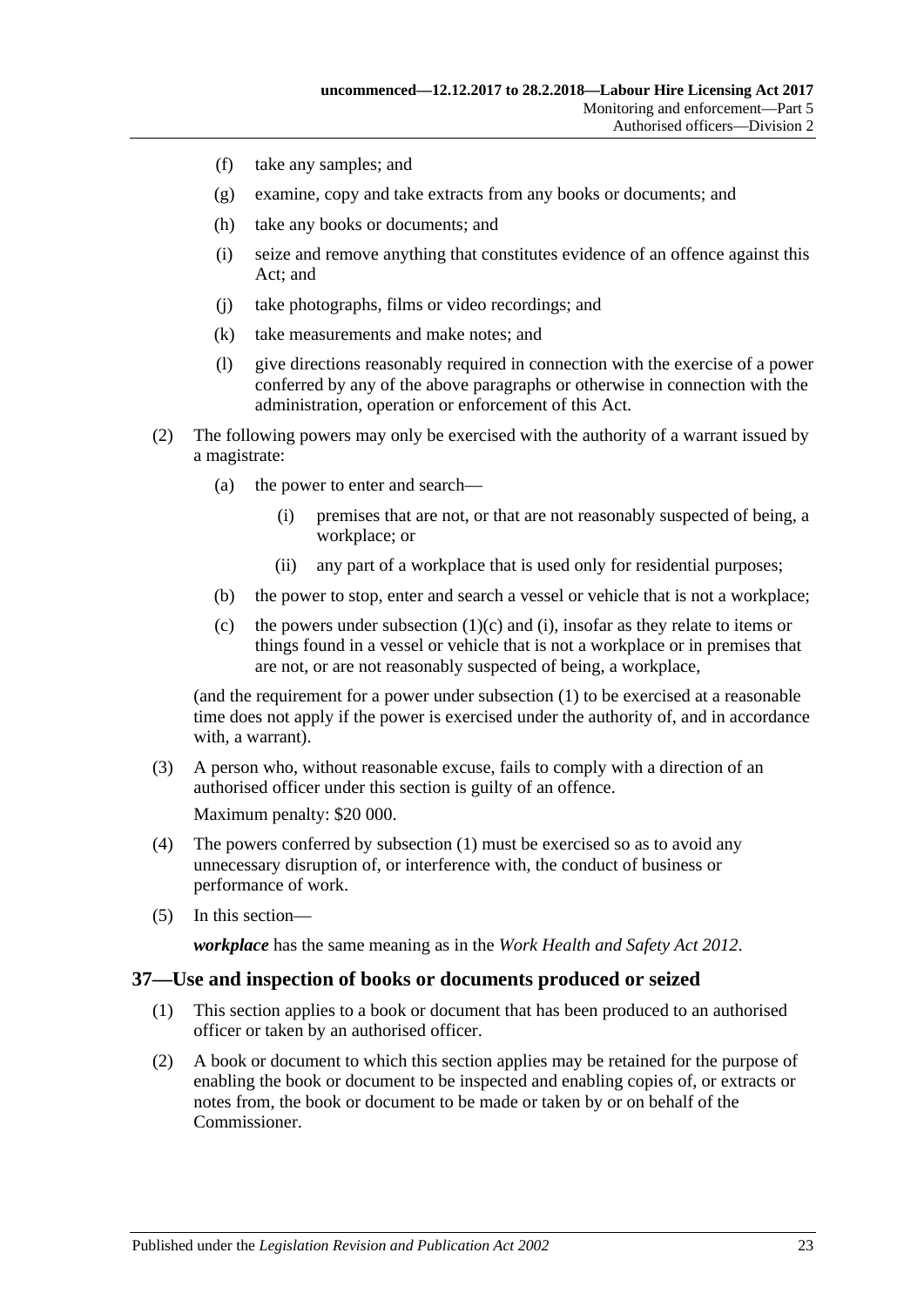(f) take any samples; and

(g) examine, copy and take extracts from any books or documents; and

(h) take any books or documents; and

(i) seize and remove anything that constitutes evidence of an offence against this Act; and

(j) take photographs, films or video recordings; and

(k) take measurements and make notes; and

(l) give directions reasonably required in connection with the exercise of a power conferred by any of the above paragraphs or otherwise in connection with the administration, operation or enforcement of this Act.

(2) The following powers may only be exercised with the authority of a warrant issued by a magistrate:

(a) the power to enter and search—

(i) premises that are not, or that are not reasonably suspected of being, a workplace; or

(ii) any part of a workplace that is used only for residential purposes;

(b) the power to stop, enter and search a vessel or vehicle that is not a workplace;

(c) the powers under subsection (1)(c) and (i), insofar as they relate to items or things found in a vessel or vehicle that is not a workplace or in premises that are not, or are not reasonably suspected of being, a workplace,

(and the requirement for a power under subsection (1) to be exercised at a reasonable time does not apply if the power is exercised under the authority of, and in accordance with, a warrant).

(3) A person who, without reasonable excuse, fails to comply with a direction of an authorised officer under this section is guilty of an offence.

Maximum penalty: $20 000.

(4) The powers conferred by subsection (1) must be exercised so as to avoid any unnecessary disruption of, or interference with, the conduct of business or performance of work.

(5) In this section—

***workplace*** has the same meaning as in the *Work Health and Safety Act 2012*.

## 37—Use and inspection of books or documents produced or seized

(1) This section applies to a book or document that has been produced to an authorised officer or taken by an authorised officer.

(2) A book or document to which this section applies may be retained for the purpose of enabling the book or document to be inspected and enabling copies of, or extracts or notes from, the book or document to be made or taken by or on behalf of the Commissioner.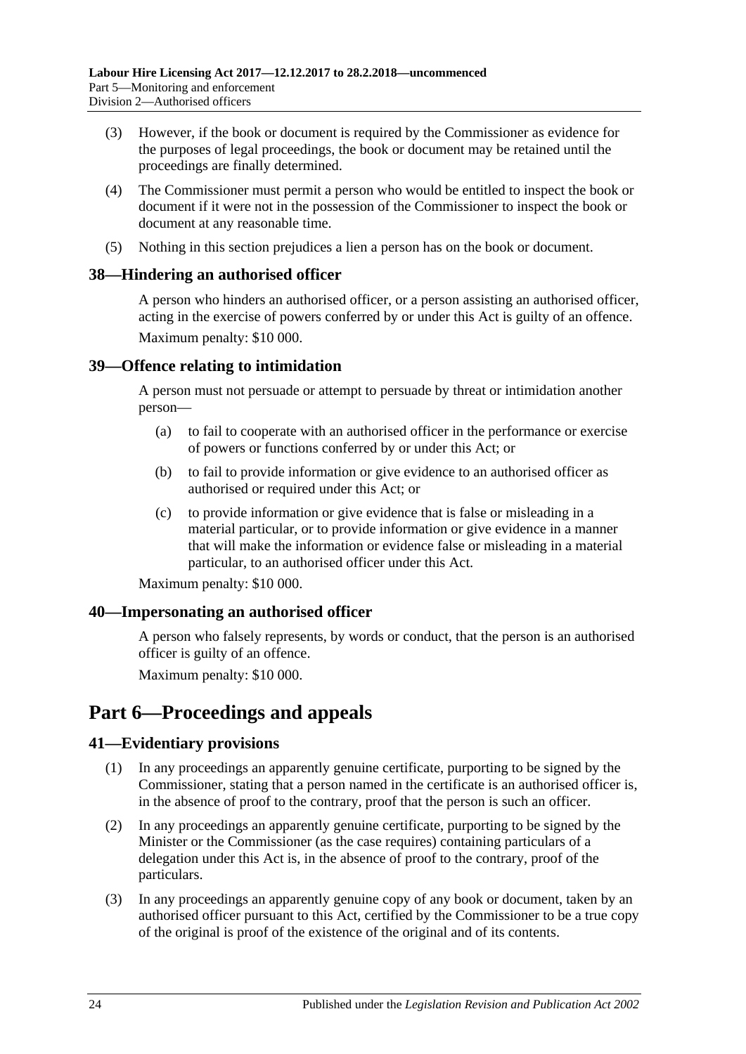(3) However, if the book or document is required by the Commissioner as evidence for the purposes of legal proceedings, the book or document may be retained until the proceedings are finally determined.

(4) The Commissioner must permit a person who would be entitled to inspect the book or document if it were not in the possession of the Commissioner to inspect the book or document at any reasonable time.

(5) Nothing in this section prejudices a lien a person has on the book or document.

### 38—Hindering an authorised officer

A person who hinders an authorised officer, or a person assisting an authorised officer, acting in the exercise of powers conferred by or under this Act is guilty of an offence.

Maximum penalty: $10 000.

### 39—Offence relating to intimidation

A person must not persuade or attempt to persuade by threat or intimidation another person—

(a) to fail to cooperate with an authorised officer in the performance or exercise of powers or functions conferred by or under this Act; or

(b) to fail to provide information or give evidence to an authorised officer as authorised or required under this Act; or

(c) to provide information or give evidence that is false or misleading in a material particular, or to provide information or give evidence in a manner that will make the information or evidence false or misleading in a material particular, to an authorised officer under this Act.

Maximum penalty: $10 000.

### 40—Impersonating an authorised officer

A person who falsely represents, by words or conduct, that the person is an authorised officer is guilty of an offence.

Maximum penalty: $10 000.

## Part 6—Proceedings and appeals

### 41—Evidentiary provisions

(1) In any proceedings an apparently genuine certificate, purporting to be signed by the Commissioner, stating that a person named in the certificate is an authorised officer is, in the absence of proof to the contrary, proof that the person is such an officer.

(2) In any proceedings an apparently genuine certificate, purporting to be signed by the Minister or the Commissioner (as the case requires) containing particulars of a delegation under this Act is, in the absence of proof to the contrary, proof of the particulars.

(3) In any proceedings an apparently genuine copy of any book or document, taken by an authorised officer pursuant to this Act, certified by the Commissioner to be a true copy of the original is proof of the existence of the original and of its contents.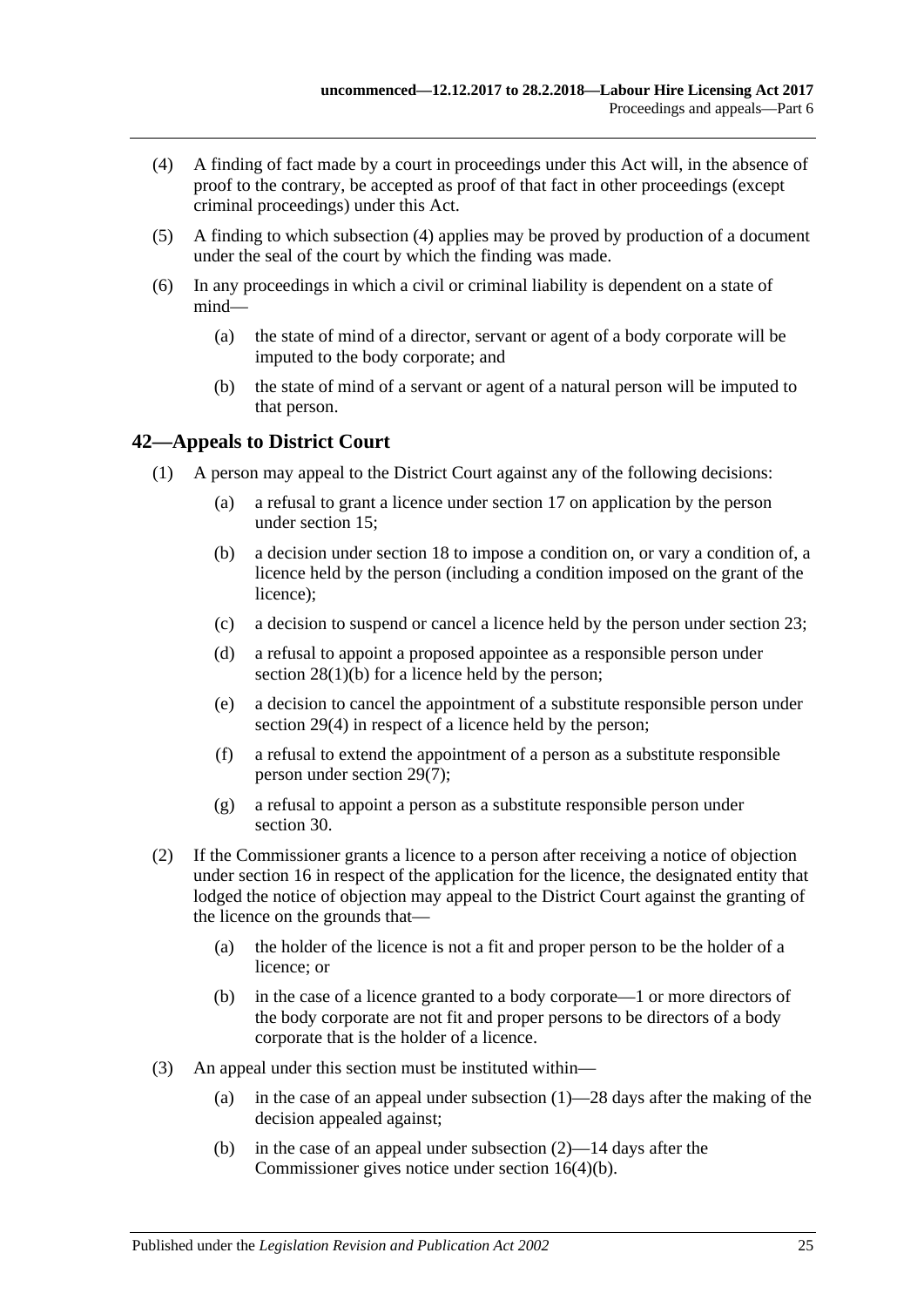(4) A finding of fact made by a court in proceedings under this Act will, in the absence of proof to the contrary, be accepted as proof of that fact in other proceedings (except criminal proceedings) under this Act.

(5) A finding to which subsection (4) applies may be proved by production of a document under the seal of the court by which the finding was made.

(6) In any proceedings in which a civil or criminal liability is dependent on a state of mind—

(a) the state of mind of a director, servant or agent of a body corporate will be imputed to the body corporate; and

(b) the state of mind of a servant or agent of a natural person will be imputed to that person.

## 42—Appeals to District Court

(1) A person may appeal to the District Court against any of the following decisions:

(a) a refusal to grant a licence under section 17 on application by the person under section 15;

(b) a decision under section 18 to impose a condition on, or vary a condition of, a licence held by the person (including a condition imposed on the grant of the licence);

(c) a decision to suspend or cancel a licence held by the person under section 23;

(d) a refusal to appoint a proposed appointee as a responsible person under section 28(1)(b) for a licence held by the person;

(e) a decision to cancel the appointment of a substitute responsible person under section 29(4) in respect of a licence held by the person;

(f) a refusal to extend the appointment of a person as a substitute responsible person under section 29(7);

(g) a refusal to appoint a person as a substitute responsible person under section 30.

(2) If the Commissioner grants a licence to a person after receiving a notice of objection under section 16 in respect of the application for the licence, the designated entity that lodged the notice of objection may appeal to the District Court against the granting of the licence on the grounds that—

(a) the holder of the licence is not a fit and proper person to be the holder of a licence; or

(b) in the case of a licence granted to a body corporate—1 or more directors of the body corporate are not fit and proper persons to be directors of a body corporate that is the holder of a licence.

(3) An appeal under this section must be instituted within—

(a) in the case of an appeal under subsection (1)—28 days after the making of the decision appealed against;

(b) in the case of an appeal under subsection (2)—14 days after the Commissioner gives notice under section 16(4)(b).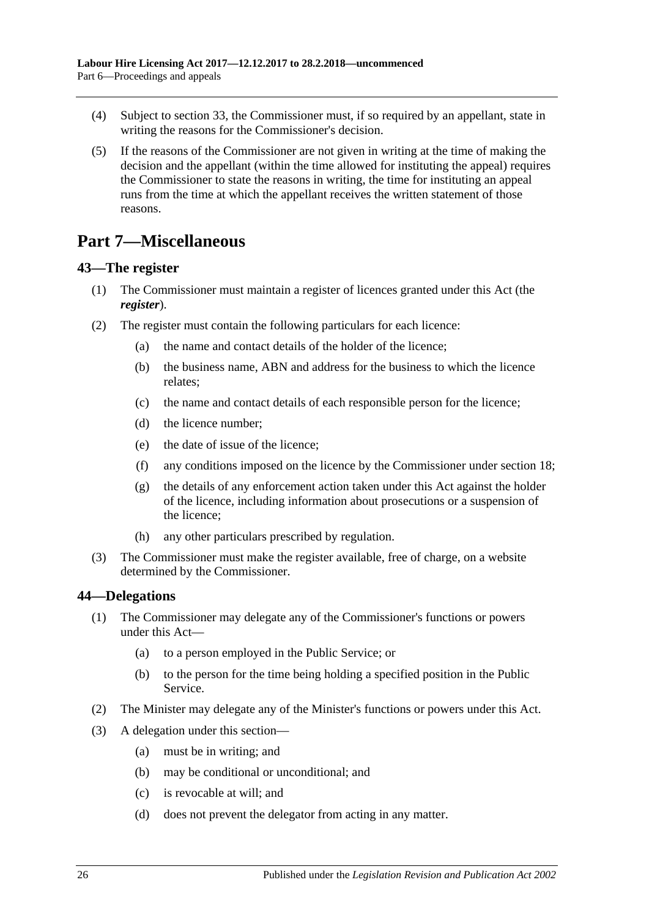(4) Subject to section 33, the Commissioner must, if so required by an appellant, state in writing the reasons for the Commissioner's decision.

(5) If the reasons of the Commissioner are not given in writing at the time of making the decision and the appellant (within the time allowed for instituting the appeal) requires the Commissioner to state the reasons in writing, the time for instituting an appeal runs from the time at which the appellant receives the written statement of those reasons.

# Part 7—Miscellaneous

## 43—The register

(1) The Commissioner must maintain a register of licences granted under this Act (the ***register***).

(2) The register must contain the following particulars for each licence:

- (a) the name and contact details of the holder of the licence;
- (b) the business name, ABN and address for the business to which the licence relates;
- (c) the name and contact details of each responsible person for the licence;
- (d) the licence number;
- (e) the date of issue of the licence;
- (f) any conditions imposed on the licence by the Commissioner under section 18;
- (g) the details of any enforcement action taken under this Act against the holder of the licence, including information about prosecutions or a suspension of the licence;
- (h) any other particulars prescribed by regulation.

(3) The Commissioner must make the register available, free of charge, on a website determined by the Commissioner.

## 44—Delegations

(1) The Commissioner may delegate any of the Commissioner's functions or powers under this Act—

- (a) to a person employed in the Public Service; or
- (b) to the person for the time being holding a specified position in the Public Service.

(2) The Minister may delegate any of the Minister's functions or powers under this Act.

(3) A delegation under this section—

- (a) must be in writing; and
- (b) may be conditional or unconditional; and
- (c) is revocable at will; and
- (d) does not prevent the delegator from acting in any matter.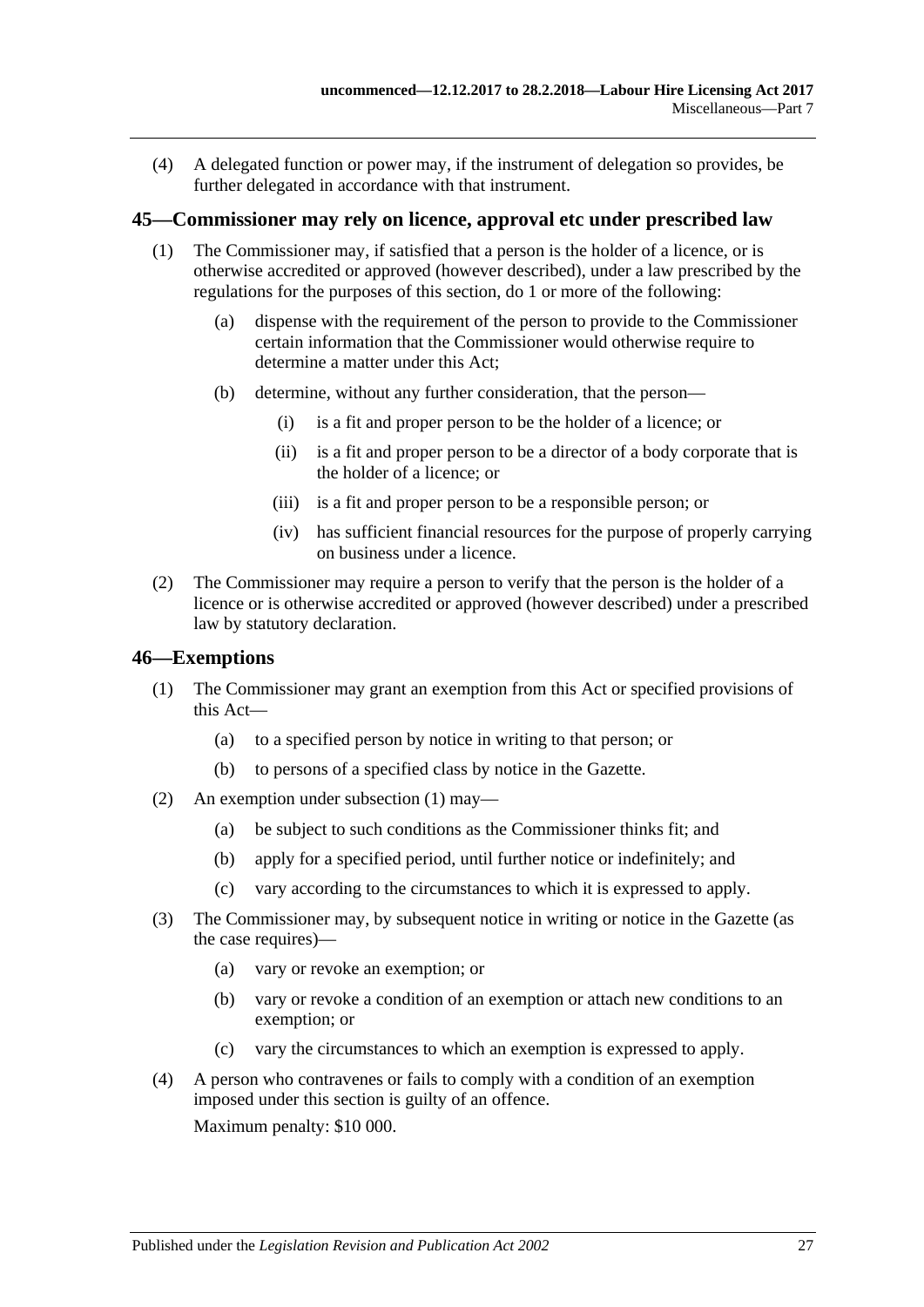(4) A delegated function or power may, if the instrument of delegation so provides, be further delegated in accordance with that instrument.

## 45—Commissioner may rely on licence, approval etc under prescribed law

(1) The Commissioner may, if satisfied that a person is the holder of a licence, or is otherwise accredited or approved (however described), under a law prescribed by the regulations for the purposes of this section, do 1 or more of the following:

- (a) dispense with the requirement of the person to provide to the Commissioner certain information that the Commissioner would otherwise require to determine a matter under this Act;
- (b) determine, without any further consideration, that the person—
  - (i) is a fit and proper person to be the holder of a licence; or
  - (ii) is a fit and proper person to be a director of a body corporate that is the holder of a licence; or
  - (iii) is a fit and proper person to be a responsible person; or
  - (iv) has sufficient financial resources for the purpose of properly carrying on business under a licence.

(2) The Commissioner may require a person to verify that the person is the holder of a licence or is otherwise accredited or approved (however described) under a prescribed law by statutory declaration.

## 46—Exemptions

(1) The Commissioner may grant an exemption from this Act or specified provisions of this Act—

- (a) to a specified person by notice in writing to that person; or
- (b) to persons of a specified class by notice in the Gazette.

(2) An exemption under subsection (1) may—

- (a) be subject to such conditions as the Commissioner thinks fit; and
- (b) apply for a specified period, until further notice or indefinitely; and
- (c) vary according to the circumstances to which it is expressed to apply.

(3) The Commissioner may, by subsequent notice in writing or notice in the Gazette (as the case requires)—

- (a) vary or revoke an exemption; or
- (b) vary or revoke a condition of an exemption or attach new conditions to an exemption; or
- (c) vary the circumstances to which an exemption is expressed to apply.

(4) A person who contravenes or fails to comply with a condition of an exemption imposed under this section is guilty of an offence.

Maximum penalty: $10 000.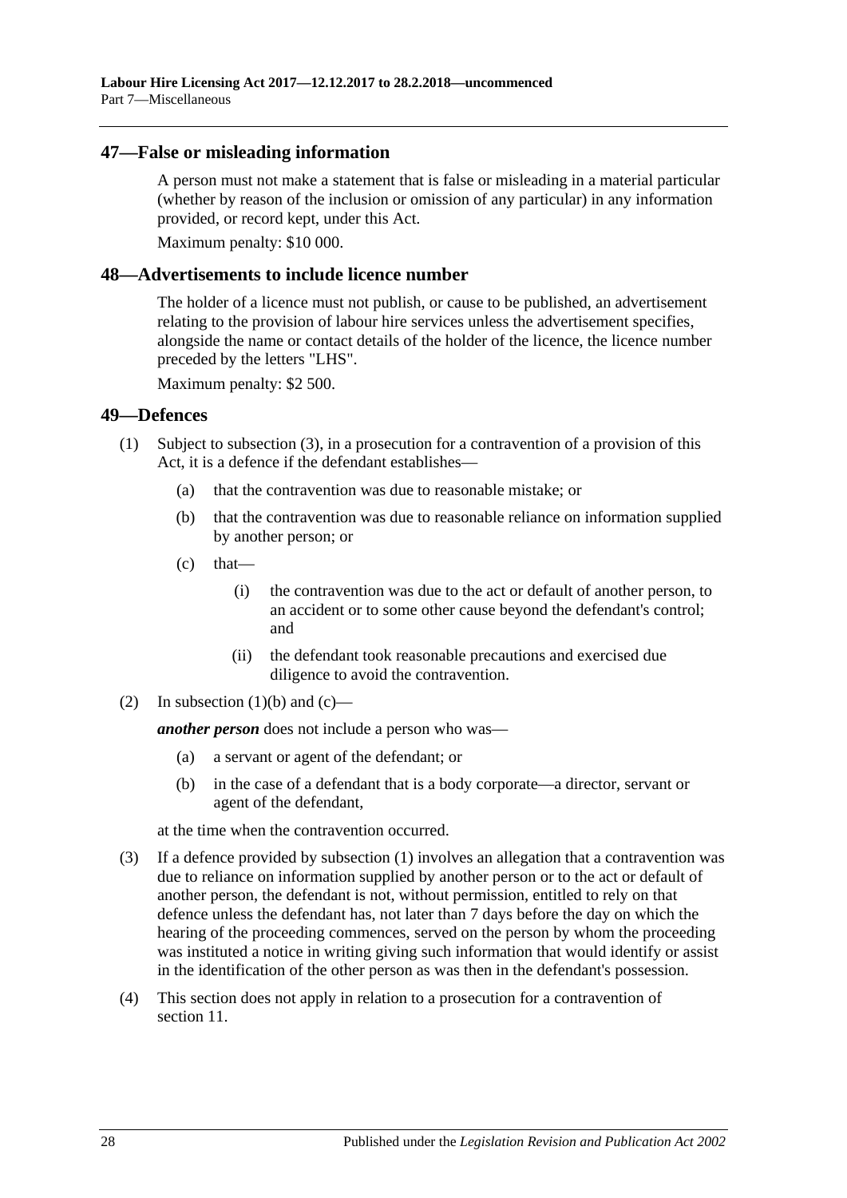## 47—False or misleading information

A person must not make a statement that is false or misleading in a material particular (whether by reason of the inclusion or omission of any particular) in any information provided, or record kept, under this Act.

Maximum penalty: $10 000.

## 48—Advertisements to include licence number

The holder of a licence must not publish, or cause to be published, an advertisement relating to the provision of labour hire services unless the advertisement specifies, alongside the name or contact details of the holder of the licence, the licence number preceded by the letters "LHS".

Maximum penalty: $2 500.

## 49—Defences

(1) Subject to subsection (3), in a prosecution for a contravention of a provision of this Act, it is a defence if the defendant establishes—

- (a) that the contravention was due to reasonable mistake; or
- (b) that the contravention was due to reasonable reliance on information supplied by another person; or
- (c) that—
  - (i) the contravention was due to the act or default of another person, to an accident or to some other cause beyond the defendant's control; and
  - (ii) the defendant took reasonable precautions and exercised due diligence to avoid the contravention.

(2) In subsection (1)(b) and (c)—

***another person*** does not include a person who was—

- (a) a servant or agent of the defendant; or
- (b) in the case of a defendant that is a body corporate—a director, servant or agent of the defendant,

at the time when the contravention occurred.

(3) If a defence provided by subsection (1) involves an allegation that a contravention was due to reliance on information supplied by another person or to the act or default of another person, the defendant is not, without permission, entitled to rely on that defence unless the defendant has, not later than 7 days before the day on which the hearing of the proceeding commences, served on the person by whom the proceeding was instituted a notice in writing giving such information that would identify or assist in the identification of the other person as was then in the defendant's possession.

(4) This section does not apply in relation to a prosecution for a contravention of section 11.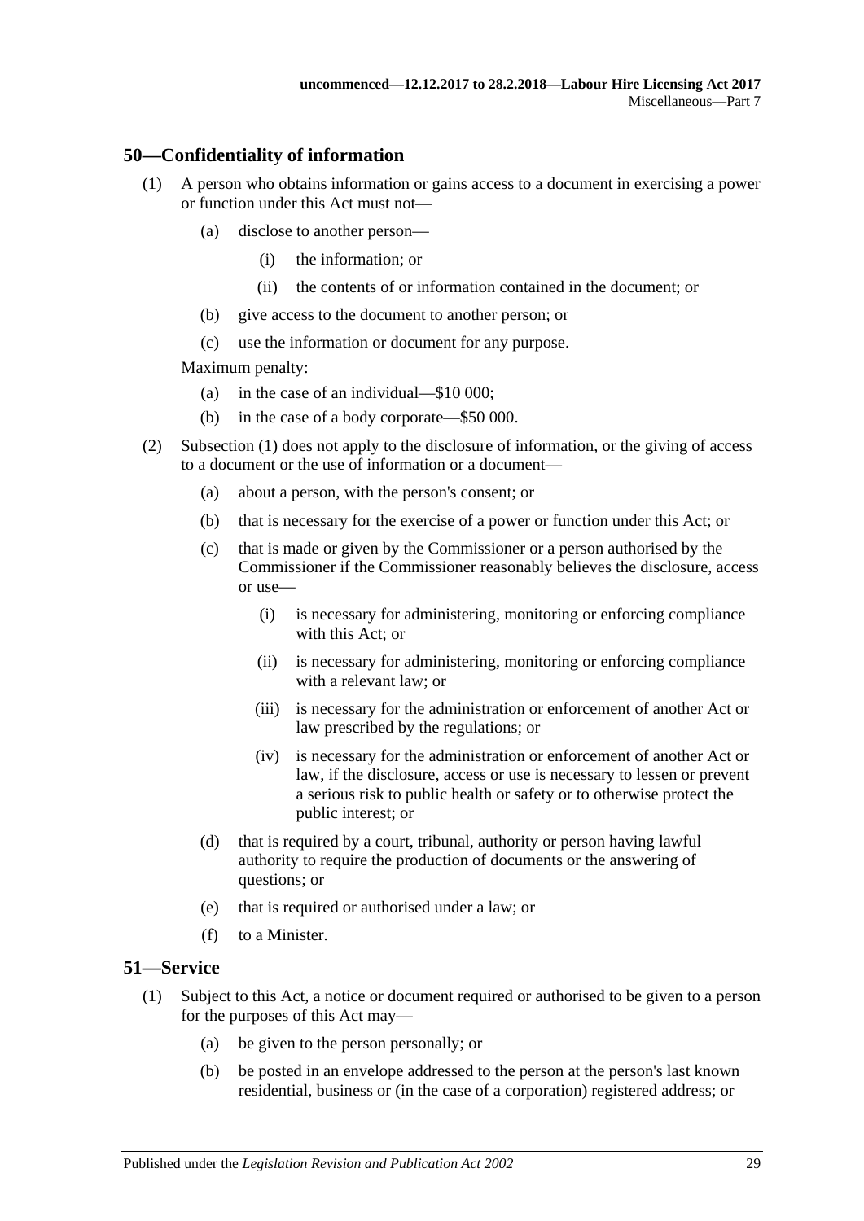## 50—Confidentiality of information

(1) A person who obtains information or gains access to a document in exercising a power or function under this Act must not—

  (a) disclose to another person—

    (i) the information; or

    (ii) the contents of or information contained in the document; or

  (b) give access to the document to another person; or

  (c) use the information or document for any purpose.

Maximum penalty:

  (a) in the case of an individual—$10 000;

  (b) in the case of a body corporate—$50 000.

(2) Subsection (1) does not apply to the disclosure of information, or the giving of access to a document or the use of information or a document—

  (a) about a person, with the person's consent; or

  (b) that is necessary for the exercise of a power or function under this Act; or

  (c) that is made or given by the Commissioner or a person authorised by the Commissioner if the Commissioner reasonably believes the disclosure, access or use—

    (i) is necessary for administering, monitoring or enforcing compliance with this Act; or

    (ii) is necessary for administering, monitoring or enforcing compliance with a relevant law; or

    (iii) is necessary for the administration or enforcement of another Act or law prescribed by the regulations; or

    (iv) is necessary for the administration or enforcement of another Act or law, if the disclosure, access or use is necessary to lessen or prevent a serious risk to public health or safety or to otherwise protect the public interest; or

  (d) that is required by a court, tribunal, authority or person having lawful authority to require the production of documents or the answering of questions; or

  (e) that is required or authorised under a law; or

  (f) to a Minister.

## 51—Service

(1) Subject to this Act, a notice or document required or authorised to be given to a person for the purposes of this Act may—

  (a) be given to the person personally; or

  (b) be posted in an envelope addressed to the person at the person's last known residential, business or (in the case of a corporation) registered address; or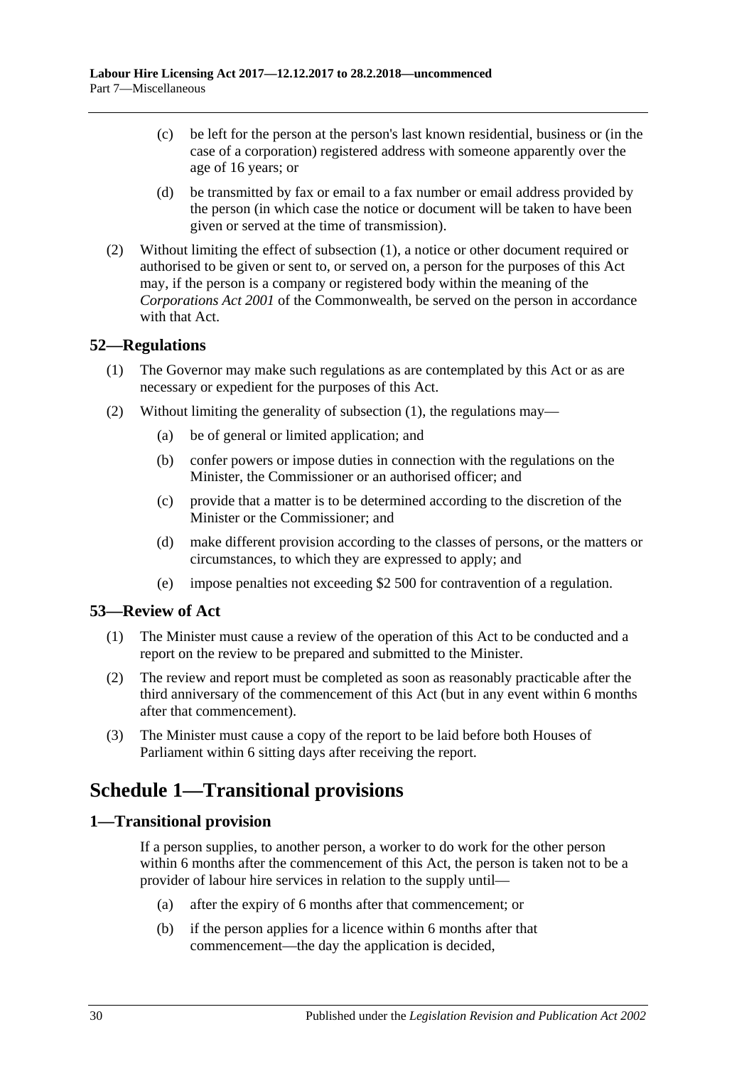(c) be left for the person at the person's last known residential, business or (in the case of a corporation) registered address with someone apparently over the age of 16 years; or

(d) be transmitted by fax or email to a fax number or email address provided by the person (in which case the notice or document will be taken to have been given or served at the time of transmission).

(2) Without limiting the effect of subsection (1), a notice or other document required or authorised to be given or sent to, or served on, a person for the purposes of this Act may, if the person is a company or registered body within the meaning of the *Corporations Act 2001* of the Commonwealth, be served on the person in accordance with that Act.

### 52—Regulations

(1) The Governor may make such regulations as are contemplated by this Act or as are necessary or expedient for the purposes of this Act.

(2) Without limiting the generality of subsection (1), the regulations may—

(a) be of general or limited application; and

(b) confer powers or impose duties in connection with the regulations on the Minister, the Commissioner or an authorised officer; and

(c) provide that a matter is to be determined according to the discretion of the Minister or the Commissioner; and

(d) make different provision according to the classes of persons, or the matters or circumstances, to which they are expressed to apply; and

(e) impose penalties not exceeding $2 500 for contravention of a regulation.

### 53—Review of Act

(1) The Minister must cause a review of the operation of this Act to be conducted and a report on the review to be prepared and submitted to the Minister.

(2) The review and report must be completed as soon as reasonably practicable after the third anniversary of the commencement of this Act (but in any event within 6 months after that commencement).

(3) The Minister must cause a copy of the report to be laid before both Houses of Parliament within 6 sitting days after receiving the report.

## Schedule 1—Transitional provisions

### 1—Transitional provision

If a person supplies, to another person, a worker to do work for the other person within 6 months after the commencement of this Act, the person is taken not to be a provider of labour hire services in relation to the supply until—

(a) after the expiry of 6 months after that commencement; or

(b) if the person applies for a licence within 6 months after that commencement—the day the application is decided,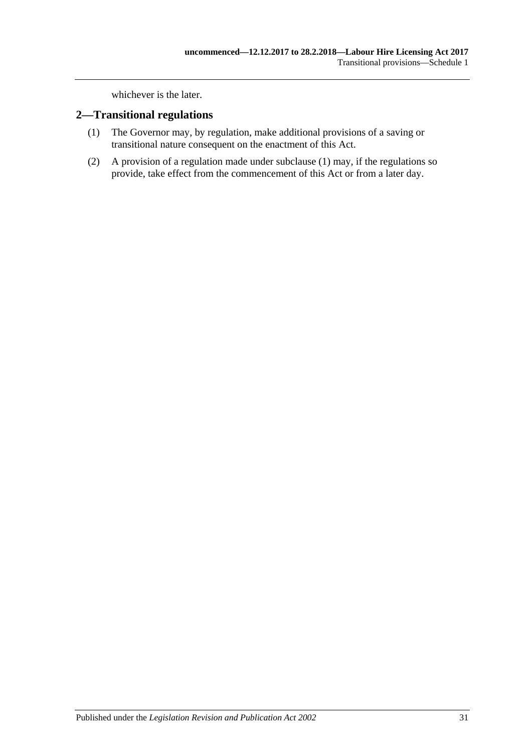whichever is the later.

## 2—Transitional regulations

(1) The Governor may, by regulation, make additional provisions of a saving or transitional nature consequent on the enactment of this Act.

(2) A provision of a regulation made under subclause (1) may, if the regulations so provide, take effect from the commencement of this Act or from a later day.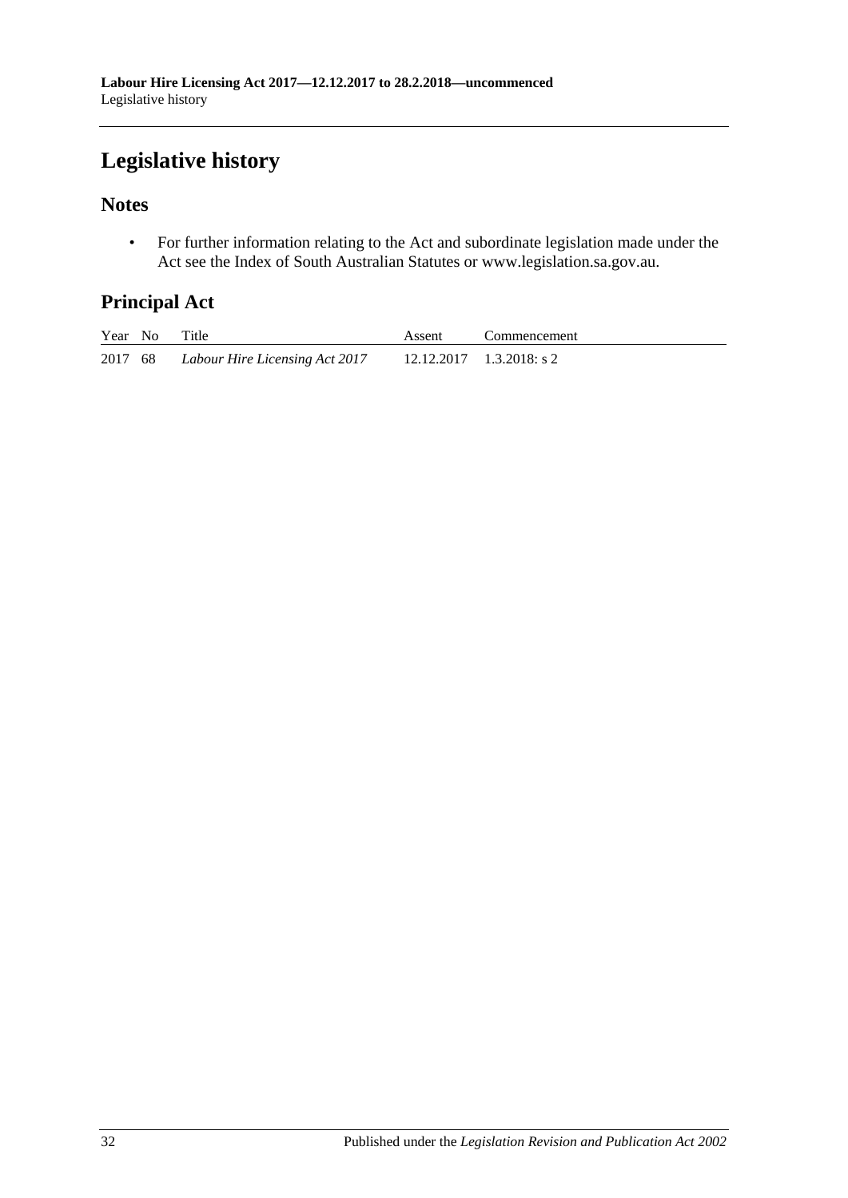# Legislative history

## Notes

- For further information relating to the Act and subordinate legislation made under the Act see the Index of South Australian Statutes or www.legislation.sa.gov.au.

## Principal Act

| Year | No | Title | Assent | Commencement |
|---|---|---|---|---|
| 2017 | 68 | *Labour Hire Licensing Act 2017* | 12.12.2017 | 1.3.2018: s 2 |